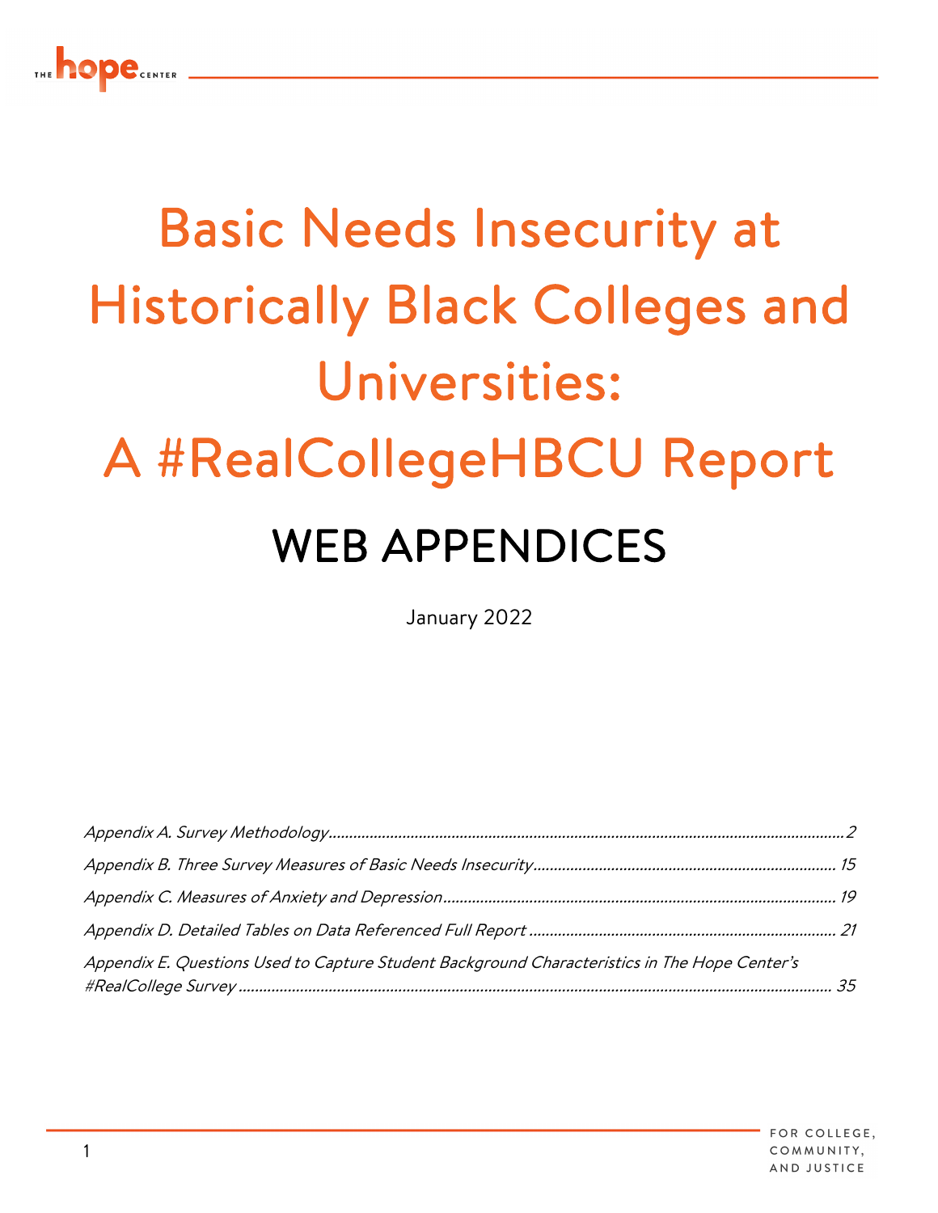# Basic Needs Insecurity at Historically Black Colleges and Universities: A #RealCollegeHBCU Report

## WEB APPENDICES

January 2022

*Appendix A. Survey Methodology* ........ 2

*Appendix B. Three Survey Measures of Basic Needs Insecurity* ........ 15

*Appendix C. Measures of Anxiety and Depression* ........ 19

*Appendix D. Detailed Tables on Data Referenced Full Report* ........ 21

*Appendix E. Questions Used to Capture Student Background Characteristics in The Hope Center's #RealCollege Survey* ........ 35

FOR COLLEGE, COMMUNITY, AND JUSTICE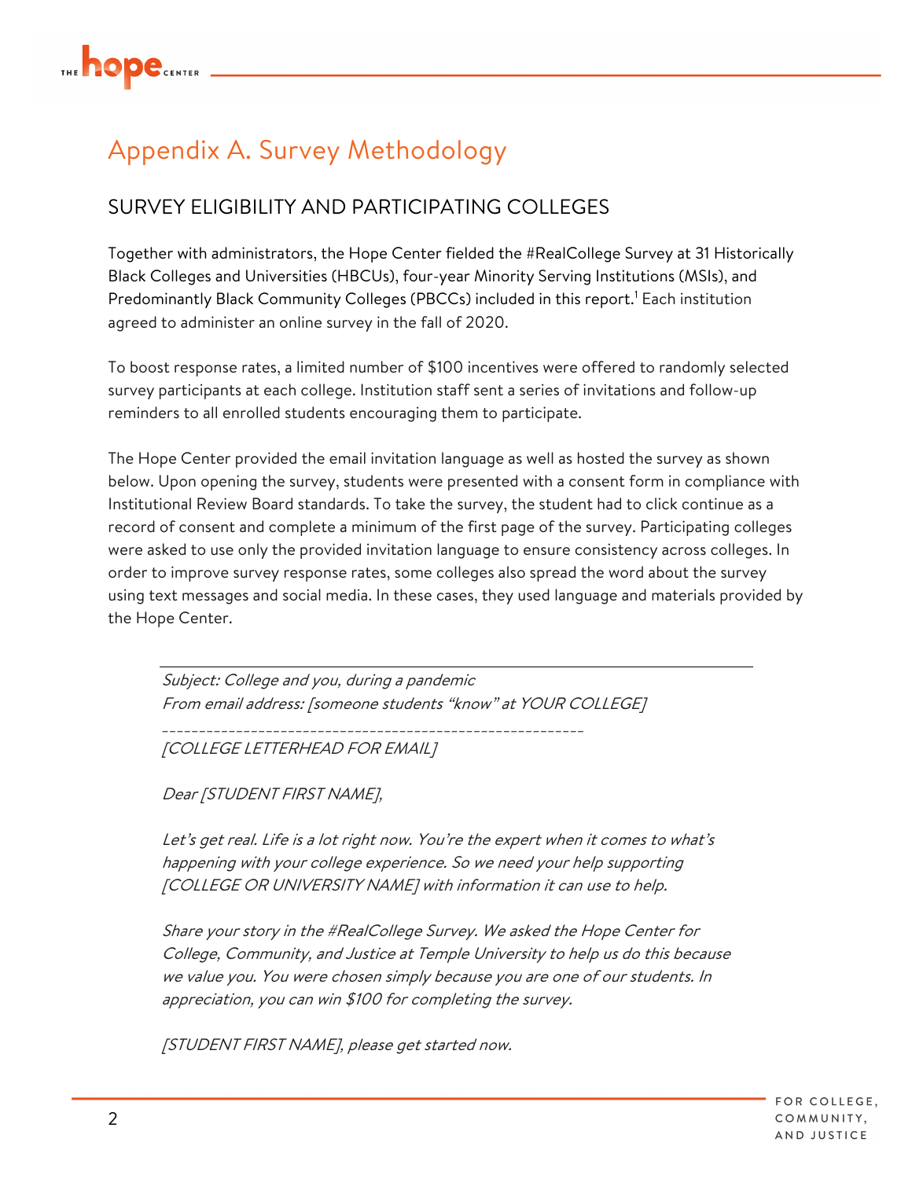# Appendix A. Survey Methodology

## SURVEY ELIGIBILITY AND PARTICIPATING COLLEGES

Together with administrators, the Hope Center fielded the #RealCollege Survey at 31 Historically Black Colleges and Universities (HBCUs), four-year Minority Serving Institutions (MSIs), and Predominantly Black Community Colleges (PBCCs) included in this report.[1] Each institution agreed to administer an online survey in the fall of 2020.

To boost response rates, a limited number of $100 incentives were offered to randomly selected survey participants at each college. Institution staff sent a series of invitations and follow-up reminders to all enrolled students encouraging them to participate.

The Hope Center provided the email invitation language as well as hosted the survey as shown below. Upon opening the survey, students were presented with a consent form in compliance with Institutional Review Board standards. To take the survey, the student had to click continue as a record of consent and complete a minimum of the first page of the survey. Participating colleges were asked to use only the provided invitation language to ensure consistency across colleges. In order to improve survey response rates, some colleges also spread the word about the survey using text messages and social media. In these cases, they used language and materials provided by the Hope Center.

---

*Subject: College and you, during a pandemic*
*From email address: [someone students "know" at YOUR COLLEGE]*

*---------------------------------------------------------*
*[COLLEGE LETTERHEAD FOR EMAIL]*

*Dear [STUDENT FIRST NAME],*

*Let's get real. Life is a lot right now. You're the expert when it comes to what's happening with your college experience. So we need your help supporting [COLLEGE OR UNIVERSITY NAME] with information it can use to help.*

*Share your story in the #RealCollege Survey. We asked the Hope Center for College, Community, and Justice at Temple University to help us do this because we value you. You were chosen simply because you are one of our students. In appreciation, you can win $100 for completing the survey.*

*[STUDENT FIRST NAME], please get started now.*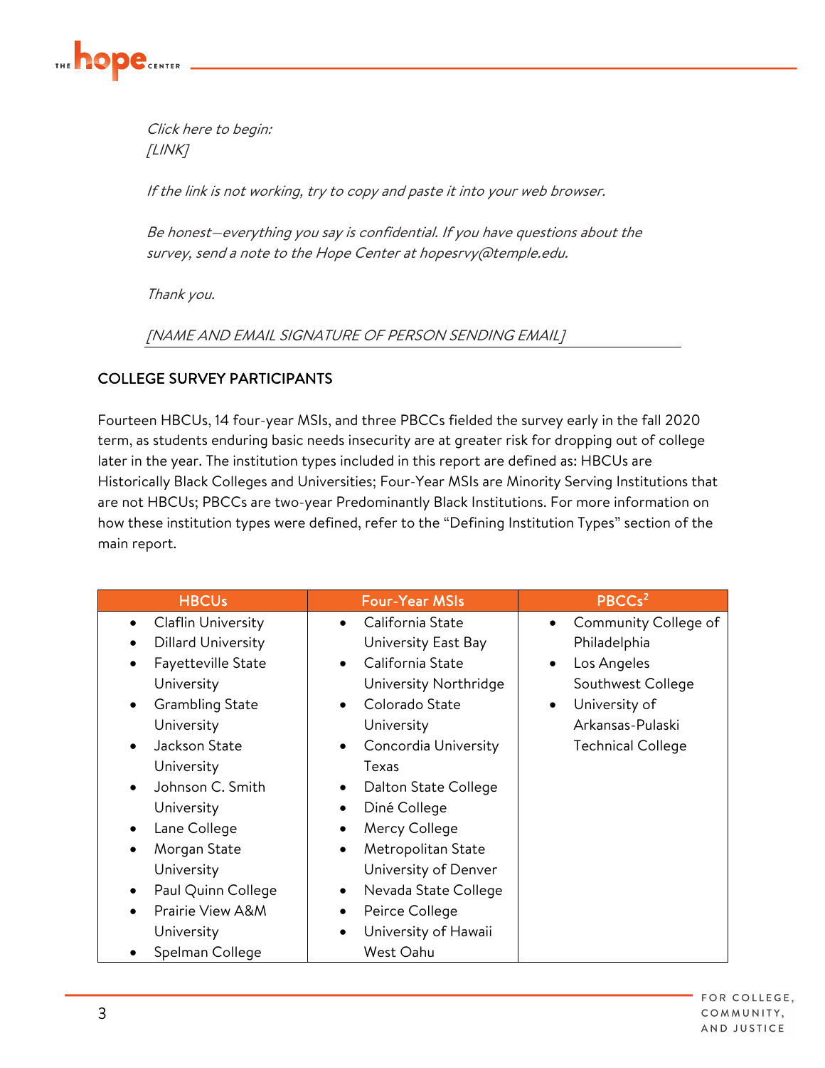*Click here to begin:*
*[LINK]*

*If the link is not working, try to copy and paste it into your web browser.*

*Be honest—everything you say is confidential. If you have questions about the survey, send a note to the Hope Center at hopesrvy@temple.edu.*

*Thank you.*

*[NAME AND EMAIL SIGNATURE OF PERSON SENDING EMAIL]*

## COLLEGE SURVEY PARTICIPANTS

Fourteen HBCUs, 14 four-year MSIs, and three PBCCs fielded the survey early in the fall 2020 term, as students enduring basic needs insecurity are at greater risk for dropping out of college later in the year. The institution types included in this report are defined as: HBCUs are Historically Black Colleges and Universities; Four-Year MSIs are Minority Serving Institutions that are not HBCUs; PBCCs are two-year Predominantly Black Institutions. For more information on how these institution types were defined, refer to the "Defining Institution Types" section of the main report.

| HBCUs | Four-Year MSIs | PBCCs[2] |
|---|---|---|
| • Claflin University<br>• Dillard University<br>• Fayetteville State University<br>• Grambling State University<br>• Jackson State University<br>• Johnson C. Smith University<br>• Lane College<br>• Morgan State University<br>• Paul Quinn College<br>• Prairie View A&M University<br>• Spelman College | • California State University East Bay<br>• California State University Northridge<br>• Colorado State University<br>• Concordia University Texas<br>• Dalton State College<br>• Diné College<br>• Mercy College<br>• Metropolitan State University of Denver<br>• Nevada State College<br>• Peirce College<br>• University of Hawaii West Oahu | • Community College of Philadelphia<br>• Los Angeles Southwest College<br>• University of Arkansas-Pulaski Technical College |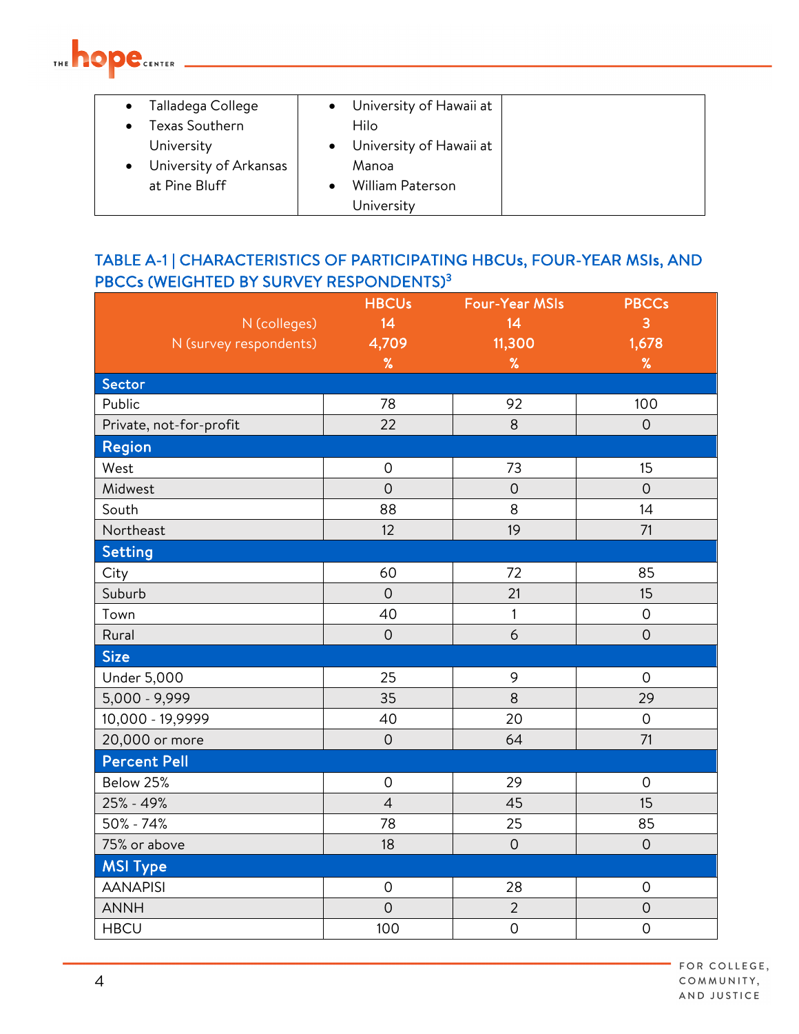| | | |
|---|---|---|
| • Talladega College<br>• Texas Southern University<br>• University of Arkansas at Pine Bluff | • University of Hawaii at Hilo<br>• University of Hawaii at Manoa<br>• William Paterson University | |

### TABLE A-1 | CHARACTERISTICS OF PARTICIPATING HBCUs, FOUR-YEAR MSIs, AND PBCCs (WEIGHTED BY SURVEY RESPONDENTS)[3]

| | HBCUs | Four-Year MSIs | PBCCs |
|---|---|---|---|
| N (colleges) | 14 | 14 | 3 |
| N (survey respondents) | 4,709 | 11,300 | 1,678 |
| | % | % | % |
| **Sector** | | | |
| Public | 78 | 92 | 100 |
| Private, not-for-profit | 22 | 8 | 0 |
| **Region** | | | |
| West | 0 | 73 | 15 |
| Midwest | 0 | 0 | 0 |
| South | 88 | 8 | 14 |
| Northeast | 12 | 19 | 71 |
| **Setting** | | | |
| City | 60 | 72 | 85 |
| Suburb | 0 | 21 | 15 |
| Town | 40 | 1 | 0 |
| Rural | 0 | 6 | 0 |
| **Size** | | | |
| Under 5,000 | 25 | 9 | 0 |
| 5,000 - 9,999 | 35 | 8 | 29 |
| 10,000 - 19,9999 | 40 | 20 | 0 |
| 20,000 or more | 0 | 64 | 71 |
| **Percent Pell** | | | |
| Below 25% | 0 | 29 | 0 |
| 25% - 49% | 4 | 45 | 15 |
| 50% - 74% | 78 | 25 | 85 |
| 75% or above | 18 | 0 | 0 |
| **MSI Type** | | | |
| AANAPISI | 0 | 28 | 0 |
| ANNH | 0 | 2 | 0 |
| HBCU | 100 | 0 | 0 |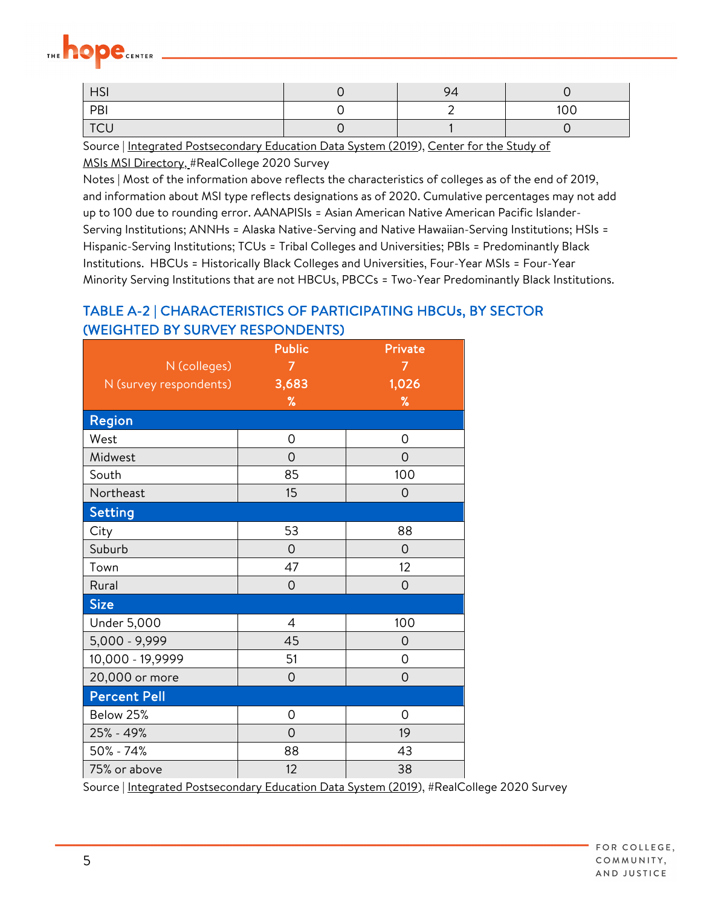| HSI | 0 | 94 | 0 |
|---|---|---|---|
| PBI | 0 | 2 | 100 |
| TCU | 0 | 1 | 0 |

Source | Integrated Postsecondary Education Data System (2019), Center for the Study of MSIs MSI Directory, #RealCollege 2020 Survey

Notes | Most of the information above reflects the characteristics of colleges as of the end of 2019, and information about MSI type reflects designations as of 2020. Cumulative percentages may not add up to 100 due to rounding error. AANAPISIs = Asian American Native American Pacific Islander-Serving Institutions; ANNHs = Alaska Native-Serving and Native Hawaiian-Serving Institutions; HSIs = Hispanic-Serving Institutions; TCUs = Tribal Colleges and Universities; PBIs = Predominantly Black Institutions. HBCUs = Historically Black Colleges and Universities, Four-Year MSIs = Four-Year Minority Serving Institutions that are not HBCUs, PBCCs = Two-Year Predominantly Black Institutions.

## TABLE A-2 | CHARACTERISTICS OF PARTICIPATING HBCUs, BY SECTOR (WEIGHTED BY SURVEY RESPONDENTS)

| | Public | Private |
|---|---|---|
| N (colleges) | 7 | 7 |
| N (survey respondents) | 3,683 | 1,026 |
| | % | % |
| **Region** | | |
| West | 0 | 0 |
| Midwest | 0 | 0 |
| South | 85 | 100 |
| Northeast | 15 | 0 |
| **Setting** | | |
| City | 53 | 88 |
| Suburb | 0 | 0 |
| Town | 47 | 12 |
| Rural | 0 | 0 |
| **Size** | | |
| Under 5,000 | 4 | 100 |
| 5,000 - 9,999 | 45 | 0 |
| 10,000 - 19,9999 | 51 | 0 |
| 20,000 or more | 0 | 0 |
| **Percent Pell** | | |
| Below 25% | 0 | 0 |
| 25% - 49% | 0 | 19 |
| 50% - 74% | 88 | 43 |
| 75% or above | 12 | 38 |

Source | Integrated Postsecondary Education Data System (2019), #RealCollege 2020 Survey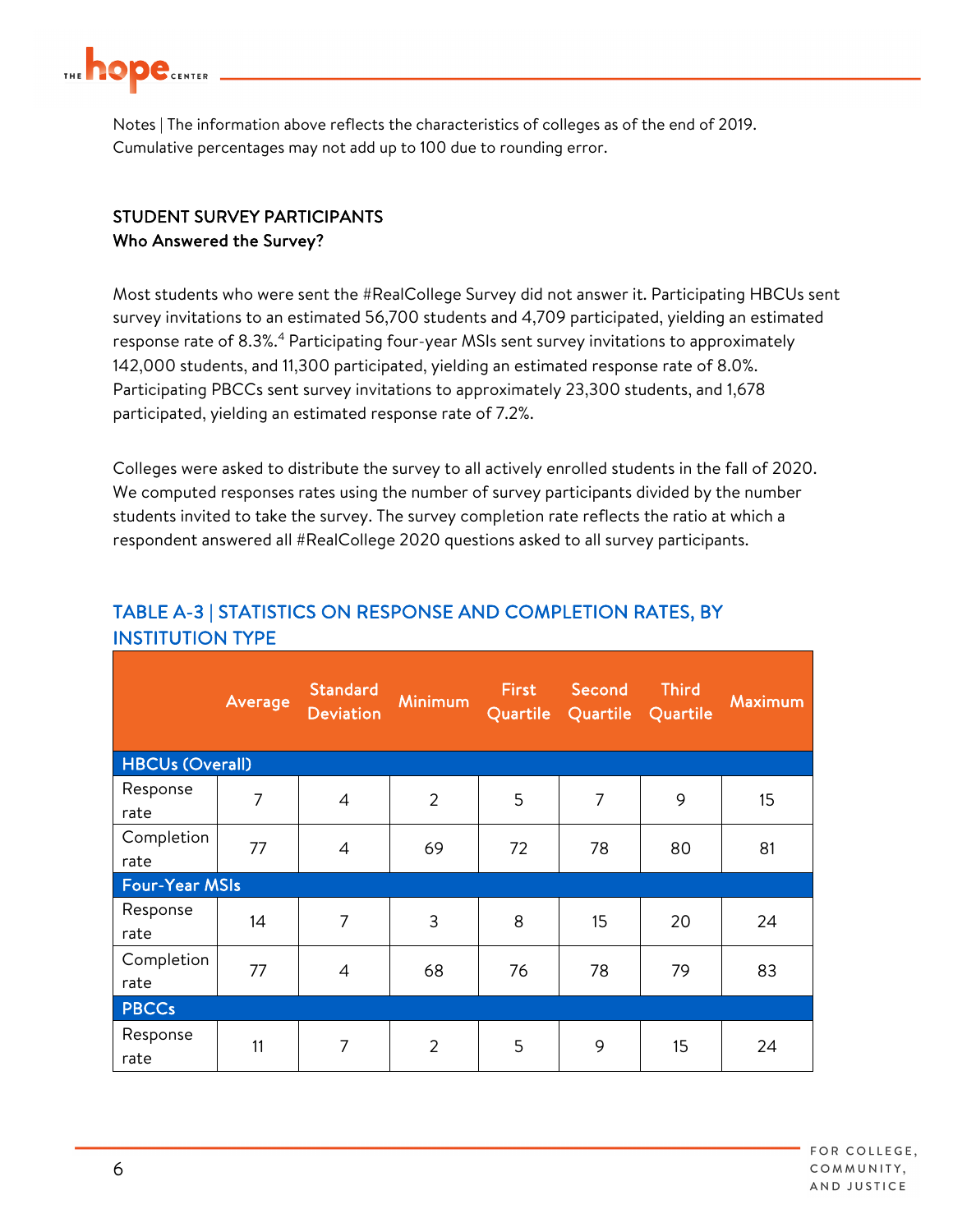Notes | The information above reflects the characteristics of colleges as of the end of 2019. Cumulative percentages may not add up to 100 due to rounding error.

## STUDENT SURVEY PARTICIPANTS

### Who Answered the Survey?

Most students who were sent the #RealCollege Survey did not answer it. Participating HBCUs sent survey invitations to an estimated 56,700 students and 4,709 participated, yielding an estimated response rate of 8.3%.[4] Participating four-year MSIs sent survey invitations to approximately 142,000 students, and 11,300 participated, yielding an estimated response rate of 8.0%. Participating PBCCs sent survey invitations to approximately 23,300 students, and 1,678 participated, yielding an estimated response rate of 7.2%.

Colleges were asked to distribute the survey to all actively enrolled students in the fall of 2020. We computed responses rates using the number of survey participants divided by the number students invited to take the survey. The survey completion rate reflects the ratio at which a respondent answered all #RealCollege 2020 questions asked to all survey participants.

## TABLE A-3 | STATISTICS ON RESPONSE AND COMPLETION RATES, BY INSTITUTION TYPE

| | Average | Standard Deviation | Minimum | First Quartile | Second Quartile | Third Quartile | Maximum |
|---|---|---|---|---|---|---|---|
| **HBCUs (Overall)** | | | | | | | |
| Response rate | 7 | 4 | 2 | 5 | 7 | 9 | 15 |
| Completion rate | 77 | 4 | 69 | 72 | 78 | 80 | 81 |
| **Four-Year MSIs** | | | | | | | |
| Response rate | 14 | 7 | 3 | 8 | 15 | 20 | 24 |
| Completion rate | 77 | 4 | 68 | 76 | 78 | 79 | 83 |
| **PBCCs** | | | | | | | |
| Response rate | 11 | 7 | 2 | 5 | 9 | 15 | 24 |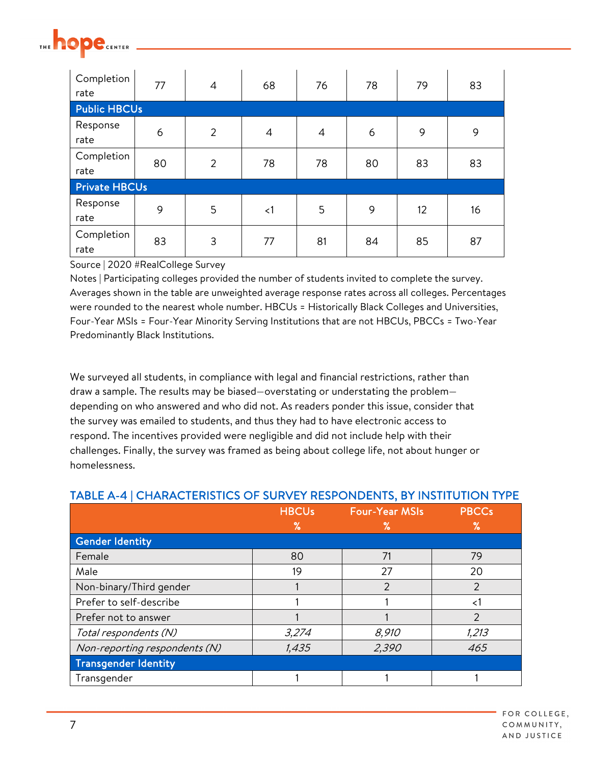| | | | | | | | |
|---|---|---|---|---|---|---|---|
| Completion rate | 77 | 4 | 68 | 76 | 78 | 79 | 83 |
| **Public HBCUs** | | | | | | | |
| Response rate | 6 | 2 | 4 | 4 | 6 | 9 | 9 |
| Completion rate | 80 | 2 | 78 | 78 | 80 | 83 | 83 |
| **Private HBCUs** | | | | | | | |
| Response rate | 9 | 5 | <1 | 5 | 9 | 12 | 16 |
| Completion rate | 83 | 3 | 77 | 81 | 84 | 85 | 87 |

Source | 2020 #RealCollege Survey

Notes | Participating colleges provided the number of students invited to complete the survey. Averages shown in the table are unweighted average response rates across all colleges. Percentages were rounded to the nearest whole number. HBCUs = Historically Black Colleges and Universities, Four-Year MSIs = Four-Year Minority Serving Institutions that are not HBCUs, PBCCs = Two-Year Predominantly Black Institutions.

We surveyed all students, in compliance with legal and financial restrictions, rather than draw a sample. The results may be biased—overstating or understating the problem—depending on who answered and who did not. As readers ponder this issue, consider that the survey was emailed to students, and thus they had to have electronic access to respond. The incentives provided were negligible and did not include help with their challenges. Finally, the survey was framed as being about college life, not about hunger or homelessness.

## TABLE A-4 | CHARACTERISTICS OF SURVEY RESPONDENTS, BY INSTITUTION TYPE

| | HBCUs % | Four-Year MSIs % | PBCCs % |
|---|---|---|---|
| **Gender Identity** | | | |
| Female | 80 | 71 | 79 |
| Male | 19 | 27 | 20 |
| Non-binary/Third gender | 1 | 2 | 2 |
| Prefer to self-describe | 1 | 1 | <1 |
| Prefer not to answer | 1 | 1 | 2 |
| *Total respondents (N)* | *3,274* | *8,910* | *1,213* |
| *Non-reporting respondents (N)* | *1,435* | *2,390* | *465* |
| **Transgender Identity** | | | |
| Transgender | 1 | 1 | 1 |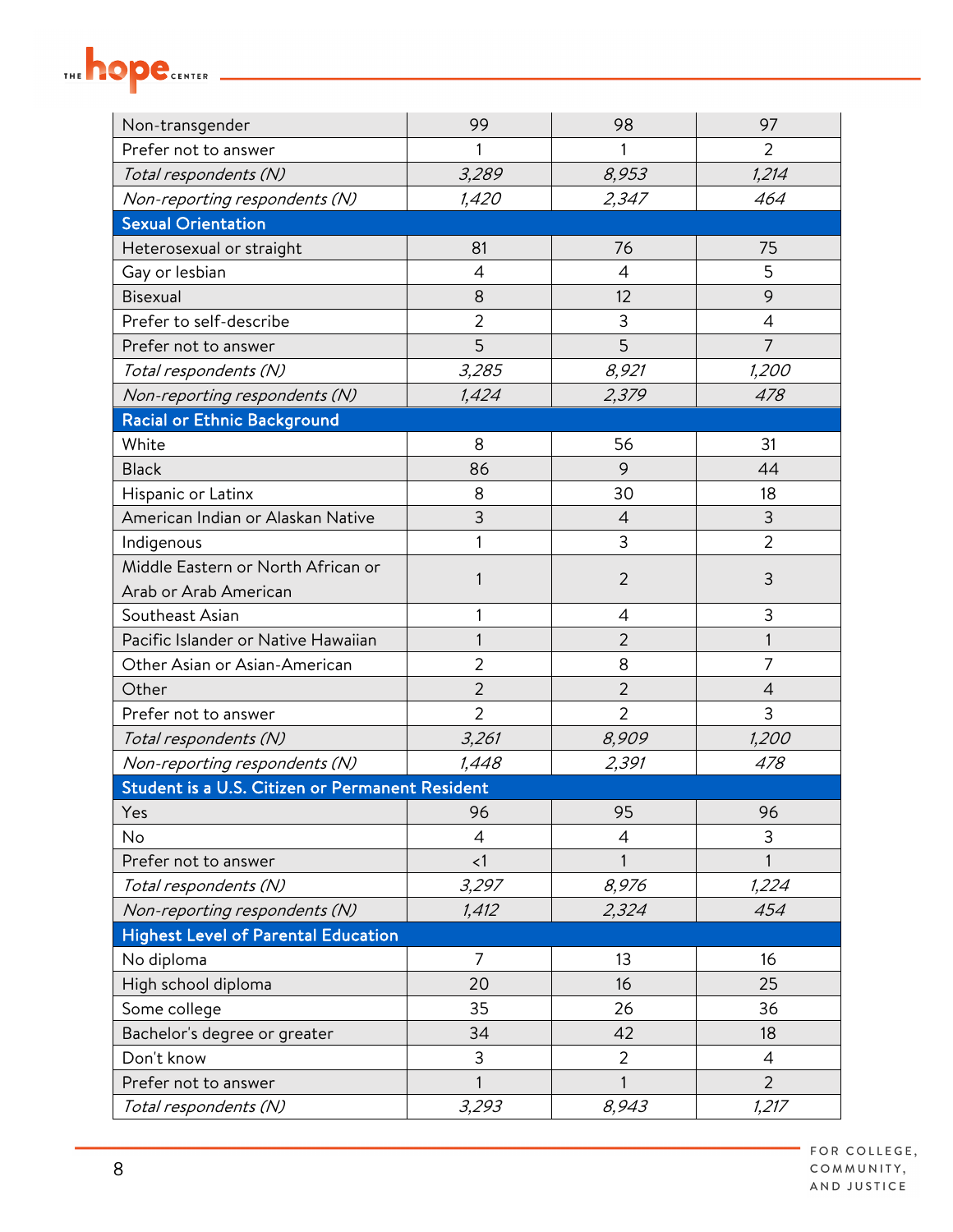| | | | |
|---|---|---|---|
| Non-transgender | 99 | 98 | 97 |
| Prefer not to answer | 1 | 1 | 2 |
| *Total respondents (N)* | *3,289* | *8,953* | *1,214* |
| *Non-reporting respondents (N)* | *1,420* | *2,347* | *464* |
| **Sexual Orientation** | | | |
| Heterosexual or straight | 81 | 76 | 75 |
| Gay or lesbian | 4 | 4 | 5 |
| Bisexual | 8 | 12 | 9 |
| Prefer to self-describe | 2 | 3 | 4 |
| Prefer not to answer | 5 | 5 | 7 |
| *Total respondents (N)* | *3,285* | *8,921* | *1,200* |
| *Non-reporting respondents (N)* | *1,424* | *2,379* | *478* |
| **Racial or Ethnic Background** | | | |
| White | 8 | 56 | 31 |
| Black | 86 | 9 | 44 |
| Hispanic or Latinx | 8 | 30 | 18 |
| American Indian or Alaskan Native | 3 | 4 | 3 |
| Indigenous | 1 | 3 | 2 |
| Middle Eastern or North African or Arab or Arab American | 1 | 2 | 3 |
| Southeast Asian | 1 | 4 | 3 |
| Pacific Islander or Native Hawaiian | 1 | 2 | 1 |
| Other Asian or Asian-American | 2 | 8 | 7 |
| Other | 2 | 2 | 4 |
| Prefer not to answer | 2 | 2 | 3 |
| *Total respondents (N)* | *3,261* | *8,909* | *1,200* |
| *Non-reporting respondents (N)* | *1,448* | *2,391* | *478* |
| **Student is a U.S. Citizen or Permanent Resident** | | | |
| Yes | 96 | 95 | 96 |
| No | 4 | 4 | 3 |
| Prefer not to answer | <1 | 1 | 1 |
| *Total respondents (N)* | *3,297* | *8,976* | *1,224* |
| *Non-reporting respondents (N)* | *1,412* | *2,324* | *454* |
| **Highest Level of Parental Education** | | | |
| No diploma | 7 | 13 | 16 |
| High school diploma | 20 | 16 | 25 |
| Some college | 35 | 26 | 36 |
| Bachelor's degree or greater | 34 | 42 | 18 |
| Don't know | 3 | 2 | 4 |
| Prefer not to answer | 1 | 1 | 2 |
| *Total respondents (N)* | *3,293* | *8,943* | *1,217* |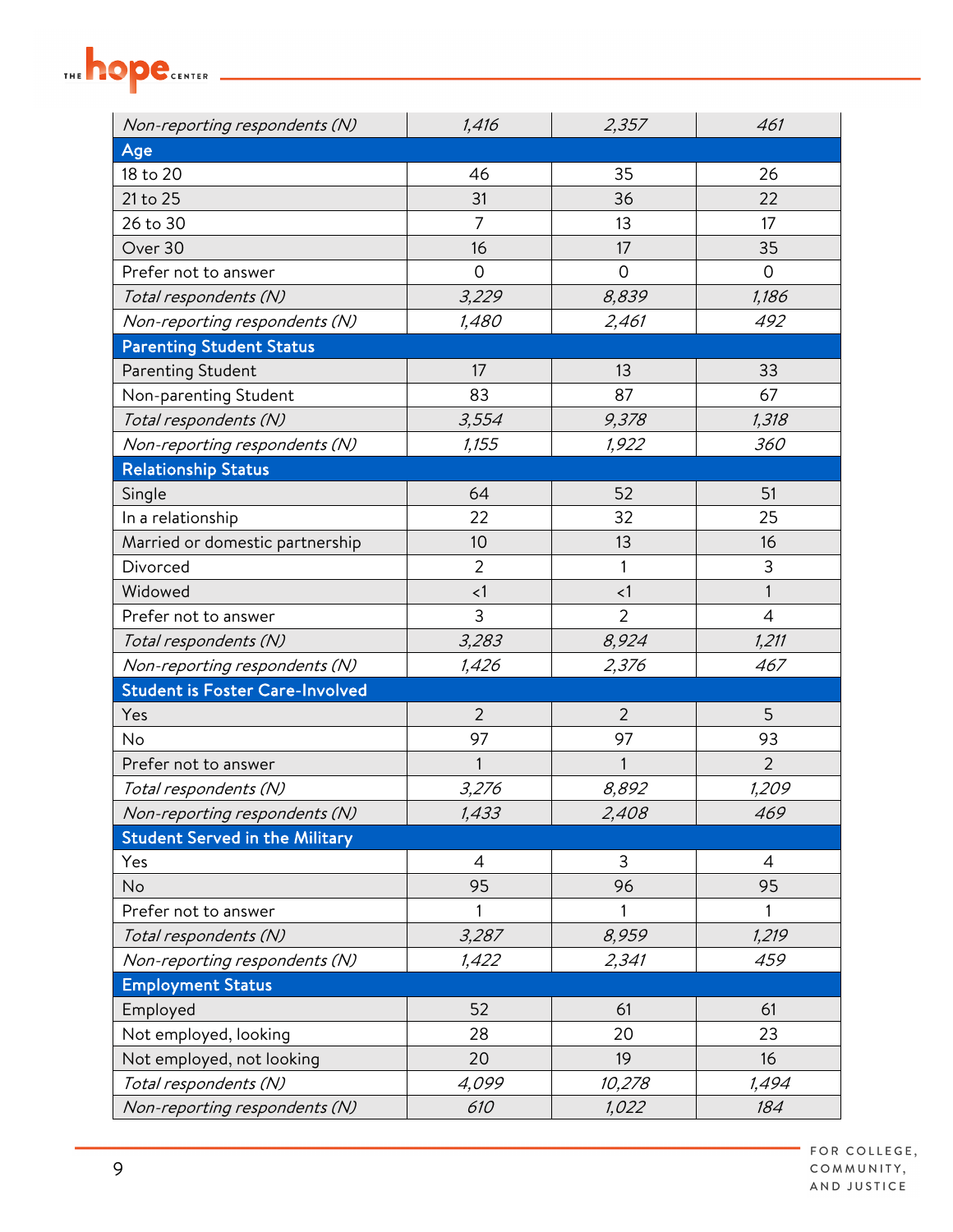| | | | |
|---|---|---|---|
| *Non-reporting respondents (N)* | *1,416* | *2,357* | *461* |
| **Age** | | | |
| 18 to 20 | 46 | 35 | 26 |
| 21 to 25 | 31 | 36 | 22 |
| 26 to 30 | 7 | 13 | 17 |
| Over 30 | 16 | 17 | 35 |
| Prefer not to answer | 0 | 0 | 0 |
| *Total respondents (N)* | *3,229* | *8,839* | *1,186* |
| *Non-reporting respondents (N)* | *1,480* | *2,461* | *492* |
| **Parenting Student Status** | | | |
| Parenting Student | 17 | 13 | 33 |
| Non-parenting Student | 83 | 87 | 67 |
| *Total respondents (N)* | *3,554* | *9,378* | *1,318* |
| *Non-reporting respondents (N)* | *1,155* | *1,922* | *360* |
| **Relationship Status** | | | |
| Single | 64 | 52 | 51 |
| In a relationship | 22 | 32 | 25 |
| Married or domestic partnership | 10 | 13 | 16 |
| Divorced | 2 | 1 | 3 |
| Widowed | <1 | <1 | 1 |
| Prefer not to answer | 3 | 2 | 4 |
| *Total respondents (N)* | *3,283* | *8,924* | *1,211* |
| *Non-reporting respondents (N)* | *1,426* | *2,376* | *467* |
| **Student is Foster Care-Involved** | | | |
| Yes | 2 | 2 | 5 |
| No | 97 | 97 | 93 |
| Prefer not to answer | 1 | 1 | 2 |
| *Total respondents (N)* | *3,276* | *8,892* | *1,209* |
| *Non-reporting respondents (N)* | *1,433* | *2,408* | *469* |
| **Student Served in the Military** | | | |
| Yes | 4 | 3 | 4 |
| No | 95 | 96 | 95 |
| Prefer not to answer | 1 | 1 | 1 |
| *Total respondents (N)* | *3,287* | *8,959* | *1,219* |
| *Non-reporting respondents (N)* | *1,422* | *2,341* | *459* |
| **Employment Status** | | | |
| Employed | 52 | 61 | 61 |
| Not employed, looking | 28 | 20 | 23 |
| Not employed, not looking | 20 | 19 | 16 |
| *Total respondents (N)* | *4,099* | *10,278* | *1,494* |
| *Non-reporting respondents (N)* | *610* | *1,022* | *184* |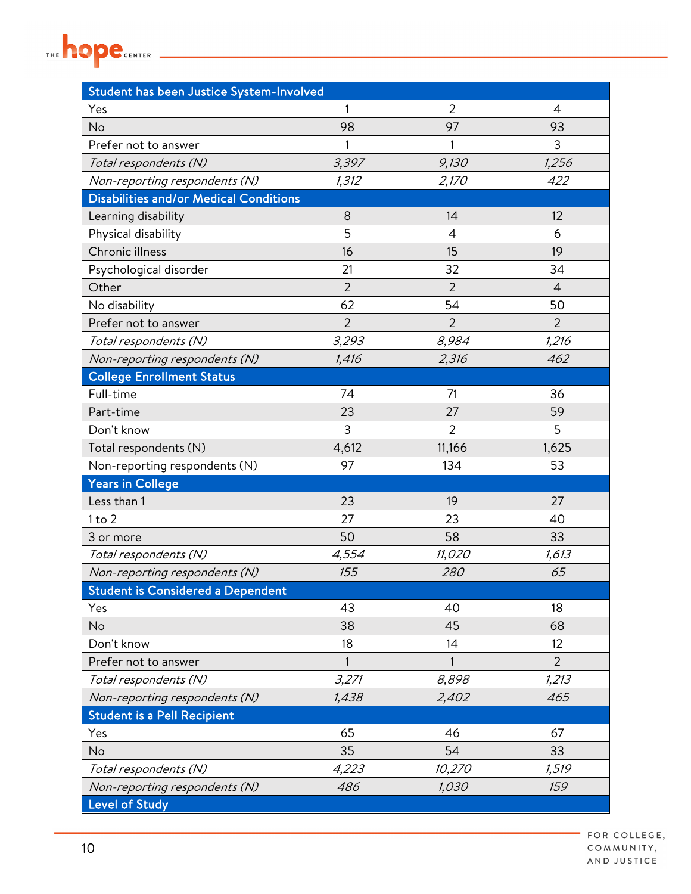| Student has been Justice System-Involved | | | |
|---|---|---|---|
| Yes | 1 | 2 | 4 |
| No | 98 | 97 | 93 |
| Prefer not to answer | 1 | 1 | 3 |
| *Total respondents (N)* | *3,397* | *9,130* | *1,256* |
| *Non-reporting respondents (N)* | *1,312* | *2,170* | *422* |
| **Disabilities and/or Medical Conditions** | | | |
| Learning disability | 8 | 14 | 12 |
| Physical disability | 5 | 4 | 6 |
| Chronic illness | 16 | 15 | 19 |
| Psychological disorder | 21 | 32 | 34 |
| Other | 2 | 2 | 4 |
| No disability | 62 | 54 | 50 |
| Prefer not to answer | 2 | 2 | 2 |
| *Total respondents (N)* | *3,293* | *8,984* | *1,216* |
| *Non-reporting respondents (N)* | *1,416* | *2,316* | *462* |
| **College Enrollment Status** | | | |
| Full-time | 74 | 71 | 36 |
| Part-time | 23 | 27 | 59 |
| Don't know | 3 | 2 | 5 |
| Total respondents (N) | 4,612 | 11,166 | 1,625 |
| Non-reporting respondents (N) | 97 | 134 | 53 |
| **Years in College** | | | |
| Less than 1 | 23 | 19 | 27 |
| 1 to 2 | 27 | 23 | 40 |
| 3 or more | 50 | 58 | 33 |
| *Total respondents (N)* | *4,554* | *11,020* | *1,613* |
| *Non-reporting respondents (N)* | *155* | *280* | *65* |
| **Student is Considered a Dependent** | | | |
| Yes | 43 | 40 | 18 |
| No | 38 | 45 | 68 |
| Don't know | 18 | 14 | 12 |
| Prefer not to answer | 1 | 1 | 2 |
| *Total respondents (N)* | *3,271* | *8,898* | *1,213* |
| *Non-reporting respondents (N)* | *1,438* | *2,402* | *465* |
| **Student is a Pell Recipient** | | | |
| Yes | 65 | 46 | 67 |
| No | 35 | 54 | 33 |
| *Total respondents (N)* | *4,223* | *10,270* | *1,519* |
| *Non-reporting respondents (N)* | *486* | *1,030* | *159* |
| **Level of Study** | | | |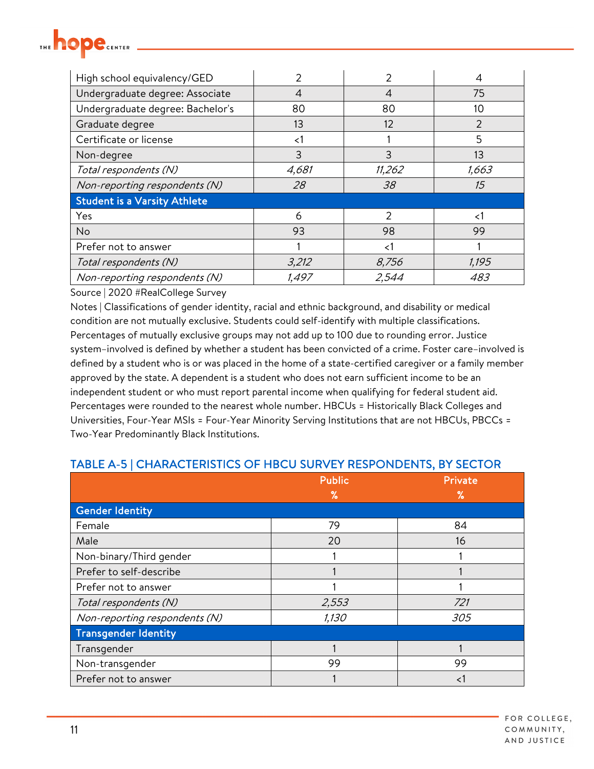| | | | |
|---|---|---|---|
| High school equivalency/GED | 2 | 2 | 4 |
| Undergraduate degree: Associate | 4 | 4 | 75 |
| Undergraduate degree: Bachelor's | 80 | 80 | 10 |
| Graduate degree | 13 | 12 | 2 |
| Certificate or license | <1 | 1 | 5 |
| Non-degree | 3 | 3 | 13 |
| *Total respondents (N)* | *4,681* | *11,262* | *1,663* |
| *Non-reporting respondents (N)* | *28* | *38* | *15* |
| **Student is a Varsity Athlete** | | | |
| Yes | 6 | 2 | <1 |
| No | 93 | 98 | 99 |
| Prefer not to answer | 1 | <1 | 1 |
| *Total respondents (N)* | *3,212* | *8,756* | *1,195* |
| *Non-reporting respondents (N)* | *1,497* | *2,544* | *483* |

Source | 2020 #RealCollege Survey

Notes | Classifications of gender identity, racial and ethnic background, and disability or medical condition are not mutually exclusive. Students could self-identify with multiple classifications. Percentages of mutually exclusive groups may not add up to 100 due to rounding error. Justice system–involved is defined by whether a student has been convicted of a crime. Foster care–involved is defined by a student who is or was placed in the home of a state-certified caregiver or a family member approved by the state. A dependent is a student who does not earn sufficient income to be an independent student or who must report parental income when qualifying for federal student aid. Percentages were rounded to the nearest whole number. HBCUs = Historically Black Colleges and Universities, Four-Year MSIs = Four-Year Minority Serving Institutions that are not HBCUs, PBCCs = Two-Year Predominantly Black Institutions.

## TABLE A-5 | CHARACTERISTICS OF HBCU SURVEY RESPONDENTS, BY SECTOR

| | Public % | Private % |
|---|---|---|
| **Gender Identity** | | |
| Female | 79 | 84 |
| Male | 20 | 16 |
| Non-binary/Third gender | 1 | 1 |
| Prefer to self-describe | 1 | 1 |
| Prefer not to answer | 1 | 1 |
| *Total respondents (N)* | *2,553* | *721* |
| *Non-reporting respondents (N)* | *1,130* | *305* |
| **Transgender Identity** | | |
| Transgender | 1 | 1 |
| Non-transgender | 99 | 99 |
| Prefer not to answer | 1 | <1 |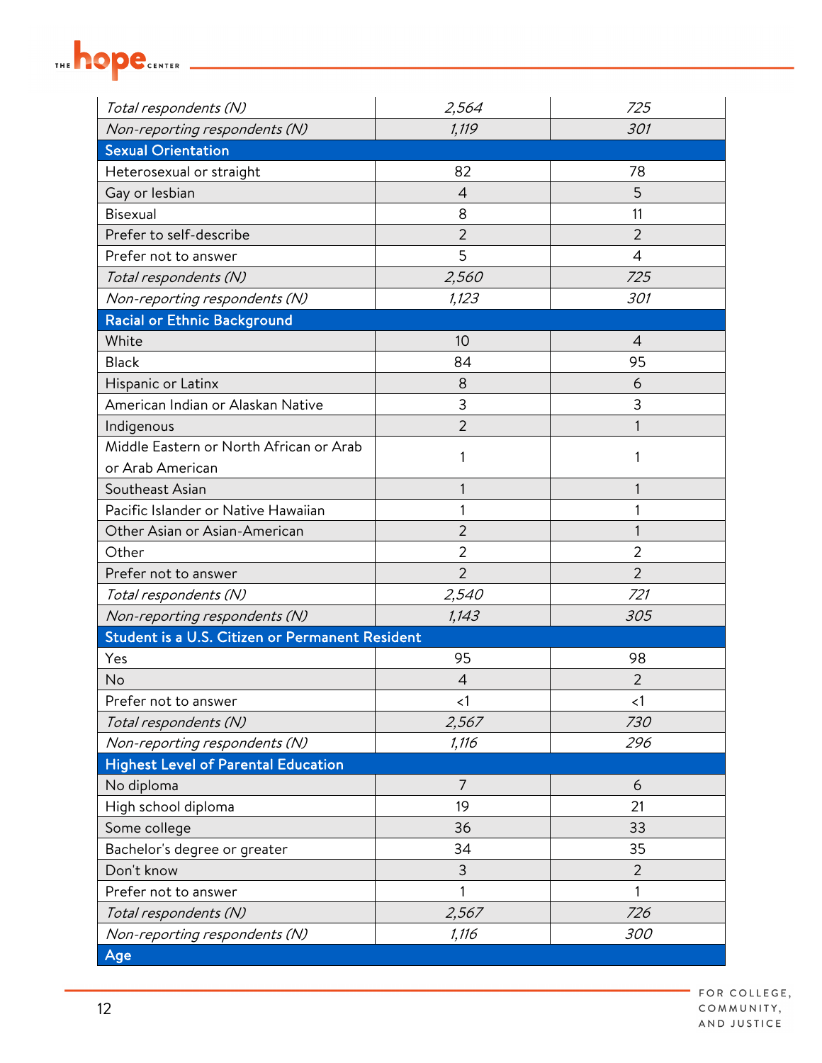| | | |
|---|---|---|
| *Total respondents (N)* | *2,564* | *725* |
| *Non-reporting respondents (N)* | *1,119* | *301* |
| **Sexual Orientation** | | |
| Heterosexual or straight | 82 | 78 |
| Gay or lesbian | 4 | 5 |
| Bisexual | 8 | 11 |
| Prefer to self-describe | 2 | 2 |
| Prefer not to answer | 5 | 4 |
| *Total respondents (N)* | *2,560* | *725* |
| *Non-reporting respondents (N)* | *1,123* | *301* |
| **Racial or Ethnic Background** | | |
| White | 10 | 4 |
| Black | 84 | 95 |
| Hispanic or Latinx | 8 | 6 |
| American Indian or Alaskan Native | 3 | 3 |
| Indigenous | 2 | 1 |
| Middle Eastern or North African or Arab or Arab American | 1 | 1 |
| Southeast Asian | 1 | 1 |
| Pacific Islander or Native Hawaiian | 1 | 1 |
| Other Asian or Asian-American | 2 | 1 |
| Other | 2 | 2 |
| Prefer not to answer | 2 | 2 |
| *Total respondents (N)* | *2,540* | *721* |
| *Non-reporting respondents (N)* | *1,143* | *305* |
| **Student is a U.S. Citizen or Permanent Resident** | | |
| Yes | 95 | 98 |
| No | 4 | 2 |
| Prefer not to answer | <1 | <1 |
| *Total respondents (N)* | *2,567* | *730* |
| *Non-reporting respondents (N)* | *1,116* | *296* |
| **Highest Level of Parental Education** | | |
| No diploma | 7 | 6 |
| High school diploma | 19 | 21 |
| Some college | 36 | 33 |
| Bachelor's degree or greater | 34 | 35 |
| Don't know | 3 | 2 |
| Prefer not to answer | 1 | 1 |
| *Total respondents (N)* | *2,567* | *726* |
| *Non-reporting respondents (N)* | *1,116* | *300* |
| **Age** | | |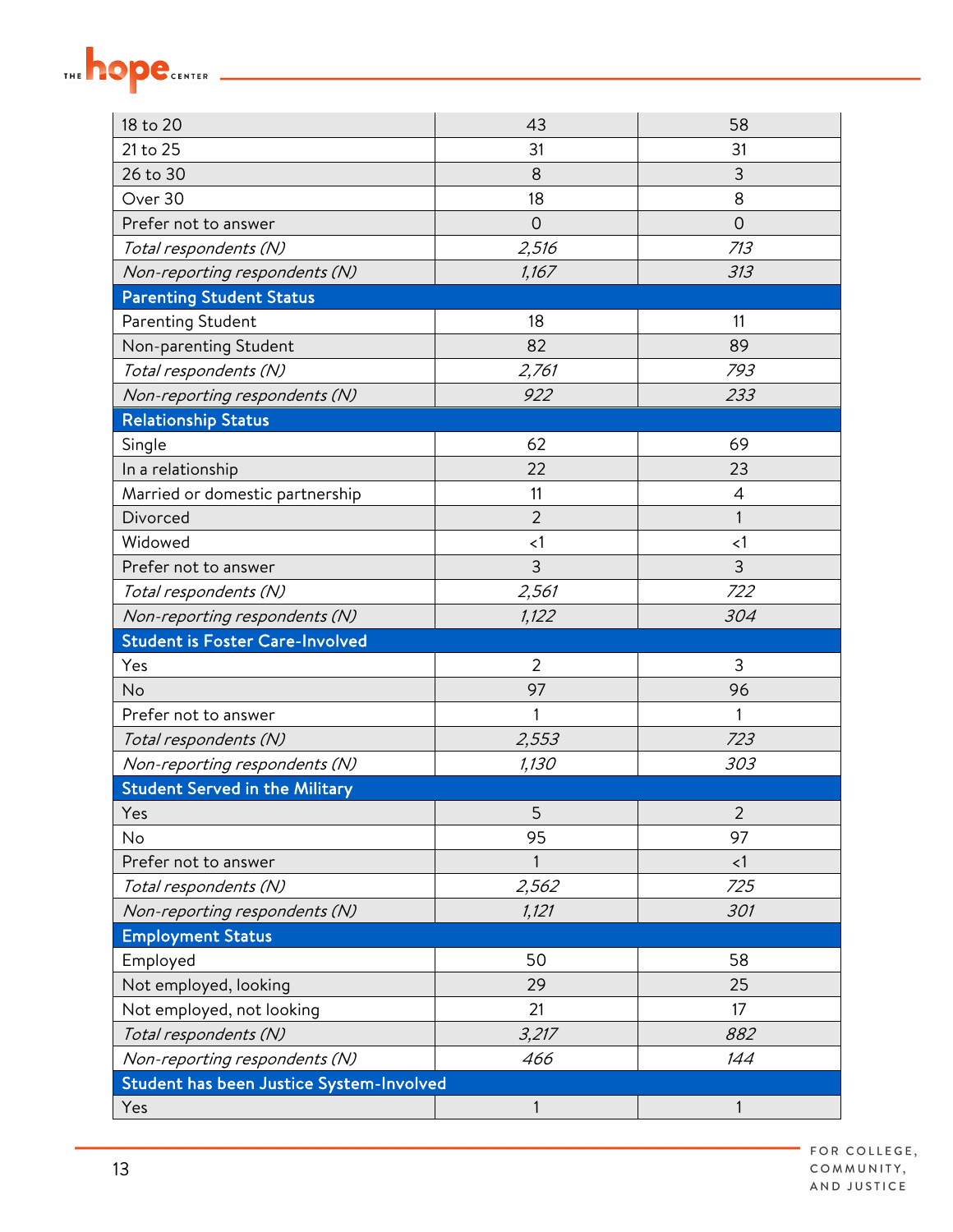| | | |
|---|---|---|
| 18 to 20 | 43 | 58 |
| 21 to 25 | 31 | 31 |
| 26 to 30 | 8 | 3 |
| Over 30 | 18 | 8 |
| Prefer not to answer | 0 | 0 |
| *Total respondents (N)* | *2,516* | *713* |
| *Non-reporting respondents (N)* | *1,167* | *313* |
| **Parenting Student Status** | | |
| Parenting Student | 18 | 11 |
| Non-parenting Student | 82 | 89 |
| *Total respondents (N)* | *2,761* | *793* |
| *Non-reporting respondents (N)* | *922* | *233* |
| **Relationship Status** | | |
| Single | 62 | 69 |
| In a relationship | 22 | 23 |
| Married or domestic partnership | 11 | 4 |
| Divorced | 2 | 1 |
| Widowed | <1 | <1 |
| Prefer not to answer | 3 | 3 |
| *Total respondents (N)* | *2,561* | *722* |
| *Non-reporting respondents (N)* | *1,122* | *304* |
| **Student is Foster Care-Involved** | | |
| Yes | 2 | 3 |
| No | 97 | 96 |
| Prefer not to answer | 1 | 1 |
| *Total respondents (N)* | *2,553* | *723* |
| *Non-reporting respondents (N)* | *1,130* | *303* |
| **Student Served in the Military** | | |
| Yes | 5 | 2 |
| No | 95 | 97 |
| Prefer not to answer | 1 | <1 |
| *Total respondents (N)* | *2,562* | *725* |
| *Non-reporting respondents (N)* | *1,121* | *301* |
| **Employment Status** | | |
| Employed | 50 | 58 |
| Not employed, looking | 29 | 25 |
| Not employed, not looking | 21 | 17 |
| *Total respondents (N)* | *3,217* | *882* |
| *Non-reporting respondents (N)* | *466* | *144* |
| **Student has been Justice System-Involved** | | |
| Yes | 1 | 1 |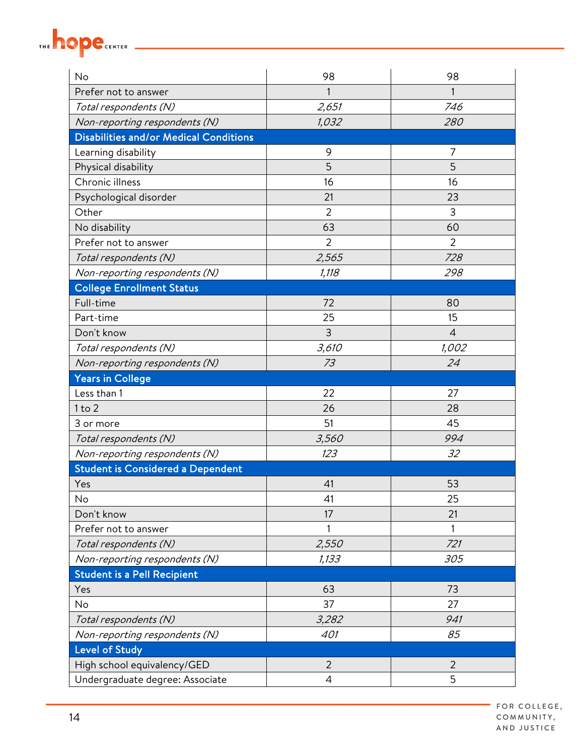| | | |
|---|---|---|
| No | 98 | 98 |
| Prefer not to answer | 1 | 1 |
| *Total respondents (N)* | *2,651* | *746* |
| *Non-reporting respondents (N)* | *1,032* | *280* |
| **Disabilities and/or Medical Conditions** | | |
| Learning disability | 9 | 7 |
| Physical disability | 5 | 5 |
| Chronic illness | 16 | 16 |
| Psychological disorder | 21 | 23 |
| Other | 2 | 3 |
| No disability | 63 | 60 |
| Prefer not to answer | 2 | 2 |
| *Total respondents (N)* | *2,565* | *728* |
| *Non-reporting respondents (N)* | *1,118* | *298* |
| **College Enrollment Status** | | |
| Full-time | 72 | 80 |
| Part-time | 25 | 15 |
| Don't know | 3 | 4 |
| *Total respondents (N)* | *3,610* | *1,002* |
| *Non-reporting respondents (N)* | *73* | *24* |
| **Years in College** | | |
| Less than 1 | 22 | 27 |
| 1 to 2 | 26 | 28 |
| 3 or more | 51 | 45 |
| *Total respondents (N)* | *3,560* | *994* |
| *Non-reporting respondents (N)* | *123* | *32* |
| **Student is Considered a Dependent** | | |
| Yes | 41 | 53 |
| No | 41 | 25 |
| Don't know | 17 | 21 |
| Prefer not to answer | 1 | 1 |
| *Total respondents (N)* | *2,550* | *721* |
| *Non-reporting respondents (N)* | *1,133* | *305* |
| **Student is a Pell Recipient** | | |
| Yes | 63 | 73 |
| No | 37 | 27 |
| *Total respondents (N)* | *3,282* | *941* |
| *Non-reporting respondents (N)* | *401* | *85* |
| **Level of Study** | | |
| High school equivalency/GED | 2 | 2 |
| Undergraduate degree: Associate | 4 | 5 |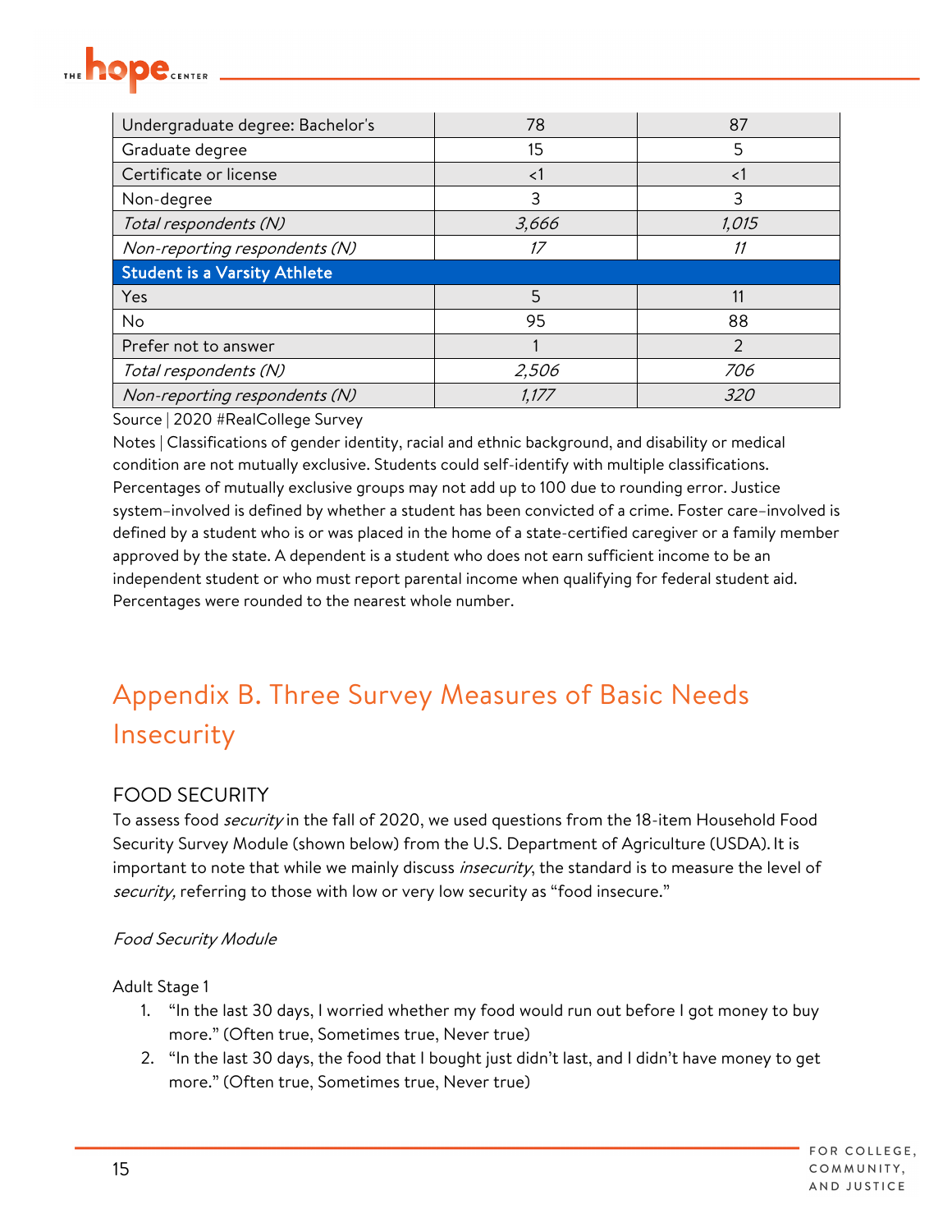| | | |
|---|---|---|
| Undergraduate degree: Bachelor's | 78 | 87 |
| Graduate degree | 15 | 5 |
| Certificate or license | <1 | <1 |
| Non-degree | 3 | 3 |
| *Total respondents (N)* | *3,666* | *1,015* |
| *Non-reporting respondents (N)* | *17* | *11* |
| **Student is a Varsity Athlete** | | |
| Yes | 5 | 11 |
| No | 95 | 88 |
| Prefer not to answer | 1 | 2 |
| *Total respondents (N)* | *2,506* | *706* |
| *Non-reporting respondents (N)* | *1,177* | *320* |

Source | 2020 #RealCollege Survey

Notes | Classifications of gender identity, racial and ethnic background, and disability or medical condition are not mutually exclusive. Students could self-identify with multiple classifications. Percentages of mutually exclusive groups may not add up to 100 due to rounding error. Justice system–involved is defined by whether a student has been convicted of a crime. Foster care–involved is defined by a student who is or was placed in the home of a state-certified caregiver or a family member approved by the state. A dependent is a student who does not earn sufficient income to be an independent student or who must report parental income when qualifying for federal student aid. Percentages were rounded to the nearest whole number.

## Appendix B. Three Survey Measures of Basic Needs Insecurity

### FOOD SECURITY

To assess food *security* in the fall of 2020, we used questions from the 18-item Household Food Security Survey Module (shown below) from the U.S. Department of Agriculture (USDA). It is important to note that while we mainly discuss *insecurity*, the standard is to measure the level of *security*, referring to those with low or very low security as "food insecure."

*Food Security Module*

Adult Stage 1

1. "In the last 30 days, I worried whether my food would run out before I got money to buy more." (Often true, Sometimes true, Never true)
2. "In the last 30 days, the food that I bought just didn't last, and I didn't have money to get more." (Often true, Sometimes true, Never true)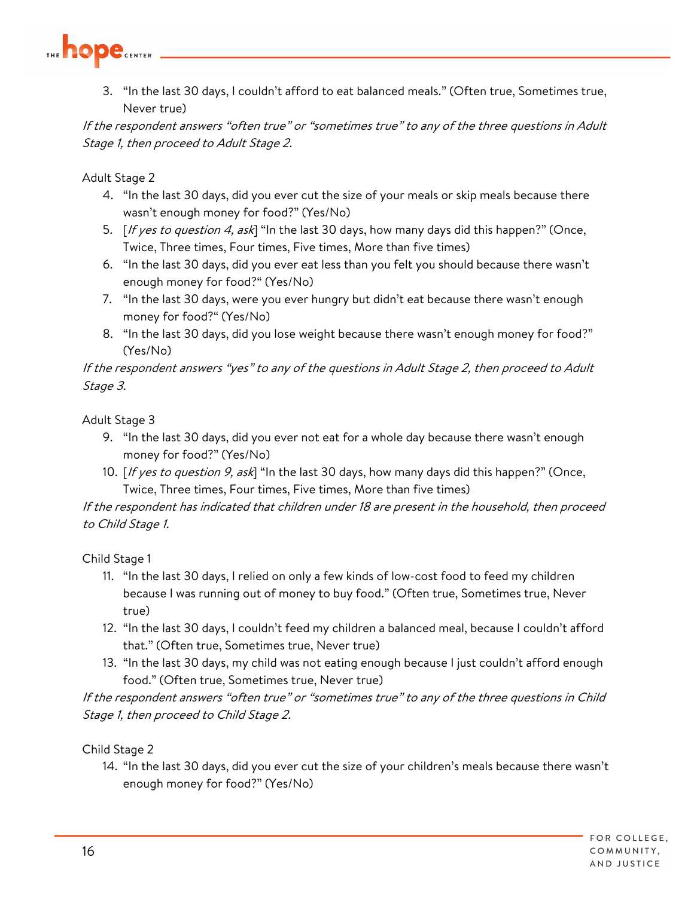3. “In the last 30 days, I couldn’t afford to eat balanced meals.” (Often true, Sometimes true, Never true)

*If the respondent answers “often true” or “sometimes true” to any of the three questions in Adult Stage 1, then proceed to Adult Stage 2.*

Adult Stage 2

4. “In the last 30 days, did you ever cut the size of your meals or skip meals because there wasn’t enough money for food?” (Yes/No)
5. [*If yes to question 4, ask*] “In the last 30 days, how many days did this happen?” (Once, Twice, Three times, Four times, Five times, More than five times)
6. “In the last 30 days, did you ever eat less than you felt you should because there wasn’t enough money for food?“ (Yes/No)
7. “In the last 30 days, were you ever hungry but didn’t eat because there wasn’t enough money for food?“ (Yes/No)
8. “In the last 30 days, did you lose weight because there wasn’t enough money for food?” (Yes/No)

*If the respondent answers “yes” to any of the questions in Adult Stage 2, then proceed to Adult Stage 3.*

Adult Stage 3

9. “In the last 30 days, did you ever not eat for a whole day because there wasn’t enough money for food?” (Yes/No)
10. [*If yes to question 9, ask*] “In the last 30 days, how many days did this happen?” (Once, Twice, Three times, Four times, Five times, More than five times)

*If the respondent has indicated that children under 18 are present in the household, then proceed to Child Stage 1.*

Child Stage 1

11. “In the last 30 days, I relied on only a few kinds of low-cost food to feed my children because I was running out of money to buy food.” (Often true, Sometimes true, Never true)
12. “In the last 30 days, I couldn’t feed my children a balanced meal, because I couldn’t afford that.” (Often true, Sometimes true, Never true)
13. “In the last 30 days, my child was not eating enough because I just couldn’t afford enough food.” (Often true, Sometimes true, Never true)

*If the respondent answers “often true” or “sometimes true” to any of the three questions in Child Stage 1, then proceed to Child Stage 2.*

Child Stage 2

14. “In the last 30 days, did you ever cut the size of your children’s meals because there wasn’t enough money for food?” (Yes/No)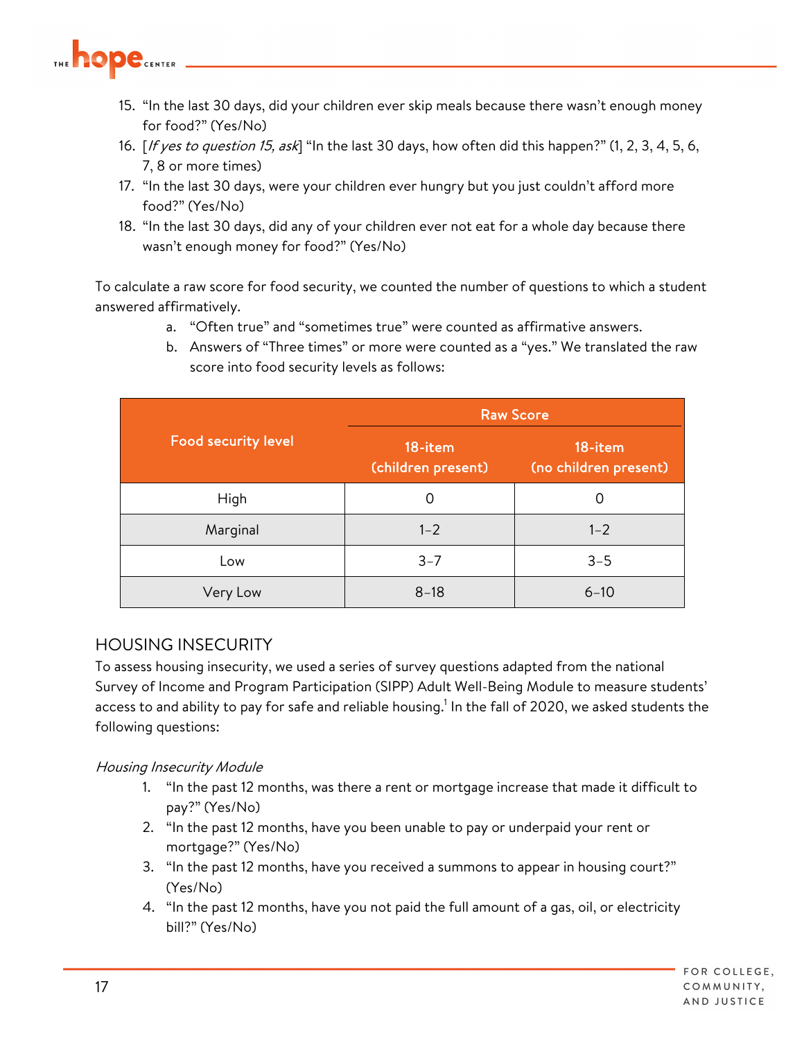15. "In the last 30 days, did your children ever skip meals because there wasn't enough money for food?" (Yes/No)
16. [*If yes to question 15, ask*] "In the last 30 days, how often did this happen?" (1, 2, 3, 4, 5, 6, 7, 8 or more times)
17. "In the last 30 days, were your children ever hungry but you just couldn't afford more food?" (Yes/No)
18. "In the last 30 days, did any of your children ever not eat for a whole day because there wasn't enough money for food?" (Yes/No)

To calculate a raw score for food security, we counted the number of questions to which a student answered affirmatively.

a. "Often true" and "sometimes true" were counted as affirmative answers.
b. Answers of "Three times" or more were counted as a "yes." We translated the raw score into food security levels as follows:

| Food security level | Raw Score | |
|---|---|---|
| | 18-item (children present) | 18-item (no children present) |
| High | 0 | 0 |
| Marginal | 1–2 | 1–2 |
| Low | 3–7 | 3–5 |
| Very Low | 8–18 | 6–10 |

## HOUSING INSECURITY

To assess housing insecurity, we used a series of survey questions adapted from the national Survey of Income and Program Participation (SIPP) Adult Well-Being Module to measure students' access to and ability to pay for safe and reliable housing.[1] In the fall of 2020, we asked students the following questions:

*Housing Insecurity Module*

1. "In the past 12 months, was there a rent or mortgage increase that made it difficult to pay?" (Yes/No)
2. "In the past 12 months, have you been unable to pay or underpaid your rent or mortgage?" (Yes/No)
3. "In the past 12 months, have you received a summons to appear in housing court?" (Yes/No)
4. "In the past 12 months, have you not paid the full amount of a gas, oil, or electricity bill?" (Yes/No)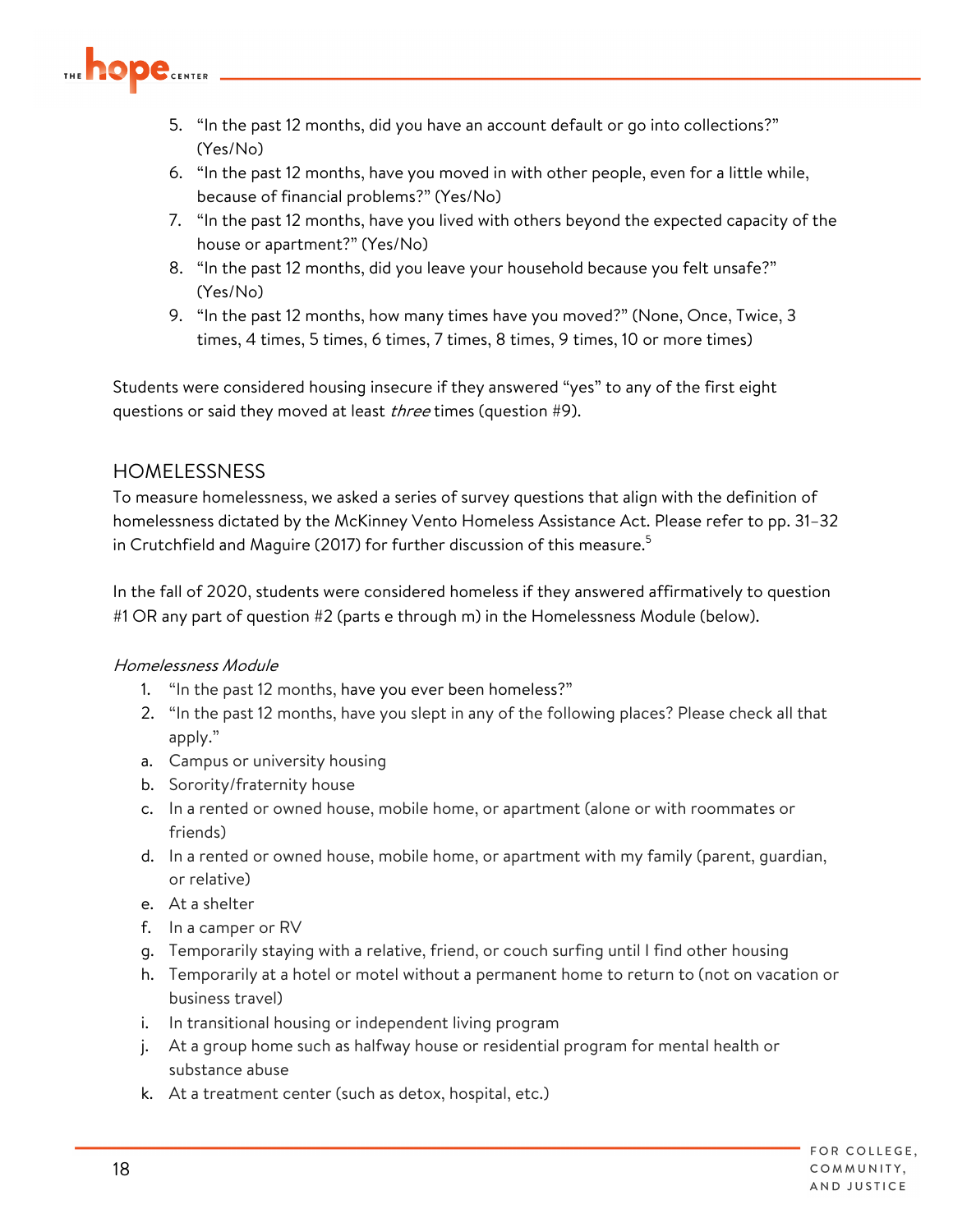5. "In the past 12 months, did you have an account default or go into collections?" (Yes/No)
6. "In the past 12 months, have you moved in with other people, even for a little while, because of financial problems?" (Yes/No)
7. "In the past 12 months, have you lived with others beyond the expected capacity of the house or apartment?" (Yes/No)
8. "In the past 12 months, did you leave your household because you felt unsafe?" (Yes/No)
9. "In the past 12 months, how many times have you moved?" (None, Once, Twice, 3 times, 4 times, 5 times, 6 times, 7 times, 8 times, 9 times, 10 or more times)

Students were considered housing insecure if they answered "yes" to any of the first eight questions or said they moved at least *three* times (question #9).

## HOMELESSNESS

To measure homelessness, we asked a series of survey questions that align with the definition of homelessness dictated by the McKinney Vento Homeless Assistance Act. Please refer to pp. 31–32 in Crutchfield and Maguire (2017) for further discussion of this measure.[5]

In the fall of 2020, students were considered homeless if they answered affirmatively to question #1 OR any part of question #2 (parts e through m) in the Homelessness Module (below).

*Homelessness Module*

1. "In the past 12 months, have you ever been homeless?"
2. "In the past 12 months, have you slept in any of the following places? Please check all that apply."

a. Campus or university housing
b. Sorority/fraternity house
c. In a rented or owned house, mobile home, or apartment (alone or with roommates or friends)
d. In a rented or owned house, mobile home, or apartment with my family (parent, guardian, or relative)
e. At a shelter
f. In a camper or RV
g. Temporarily staying with a relative, friend, or couch surfing until I find other housing
h. Temporarily at a hotel or motel without a permanent home to return to (not on vacation or business travel)
i. In transitional housing or independent living program
j. At a group home such as halfway house or residential program for mental health or substance abuse
k. At a treatment center (such as detox, hospital, etc.)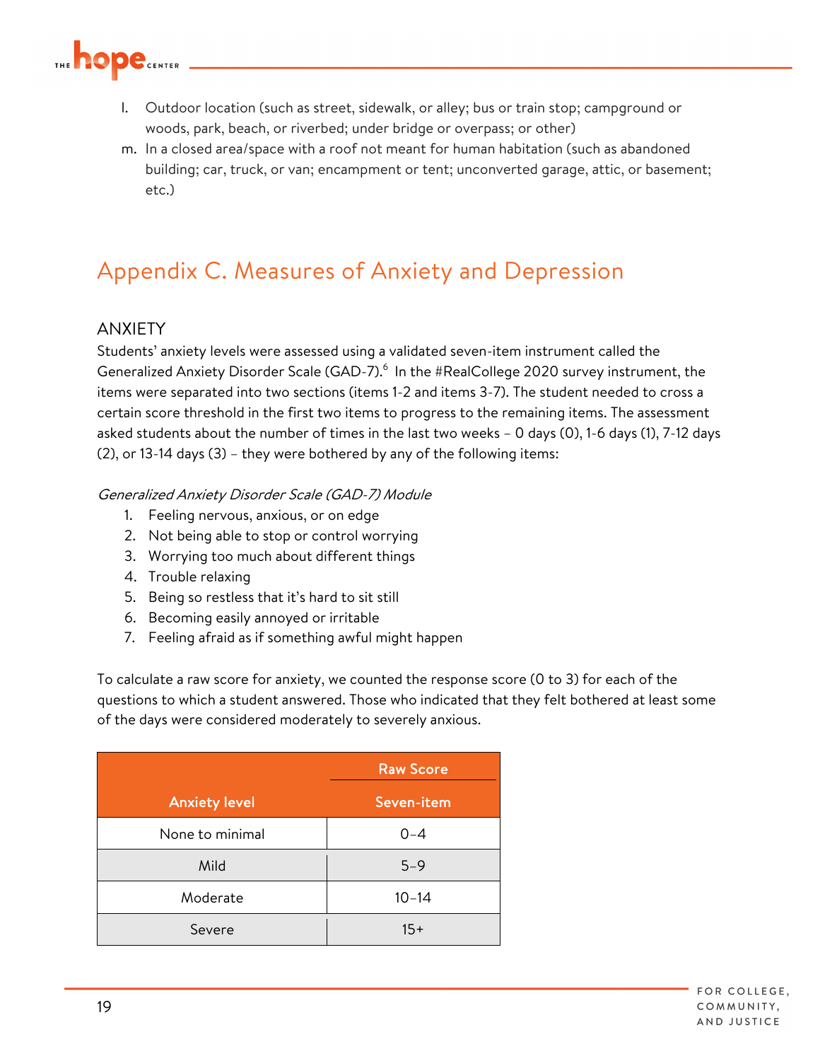l. Outdoor location (such as street, sidewalk, or alley; bus or train stop; campground or woods, park, beach, or riverbed; under bridge or overpass; or other)
m. In a closed area/space with a roof not meant for human habitation (such as abandoned building; car, truck, or van; encampment or tent; unconverted garage, attic, or basement; etc.)

## Appendix C. Measures of Anxiety and Depression

### ANXIETY

Students' anxiety levels were assessed using a validated seven-item instrument called the Generalized Anxiety Disorder Scale (GAD-7).[6] In the #RealCollege 2020 survey instrument, the items were separated into two sections (items 1-2 and items 3-7). The student needed to cross a certain score threshold in the first two items to progress to the remaining items. The assessment asked students about the number of times in the last two weeks – 0 days (0), 1-6 days (1), 7-12 days (2), or 13-14 days (3) – they were bothered by any of the following items:

*Generalized Anxiety Disorder Scale (GAD-7) Module*

1. Feeling nervous, anxious, or on edge
2. Not being able to stop or control worrying
3. Worrying too much about different things
4. Trouble relaxing
5. Being so restless that it's hard to sit still
6. Becoming easily annoyed or irritable
7. Feeling afraid as if something awful might happen

To calculate a raw score for anxiety, we counted the response score (0 to 3) for each of the questions to which a student answered. Those who indicated that they felt bothered at least some of the days were considered moderately to severely anxious.

| | Raw Score |
|---|---|
| Anxiety level | Seven-item |
| None to minimal | 0–4 |
| Mild | 5–9 |
| Moderate | 10–14 |
| Severe | 15+ |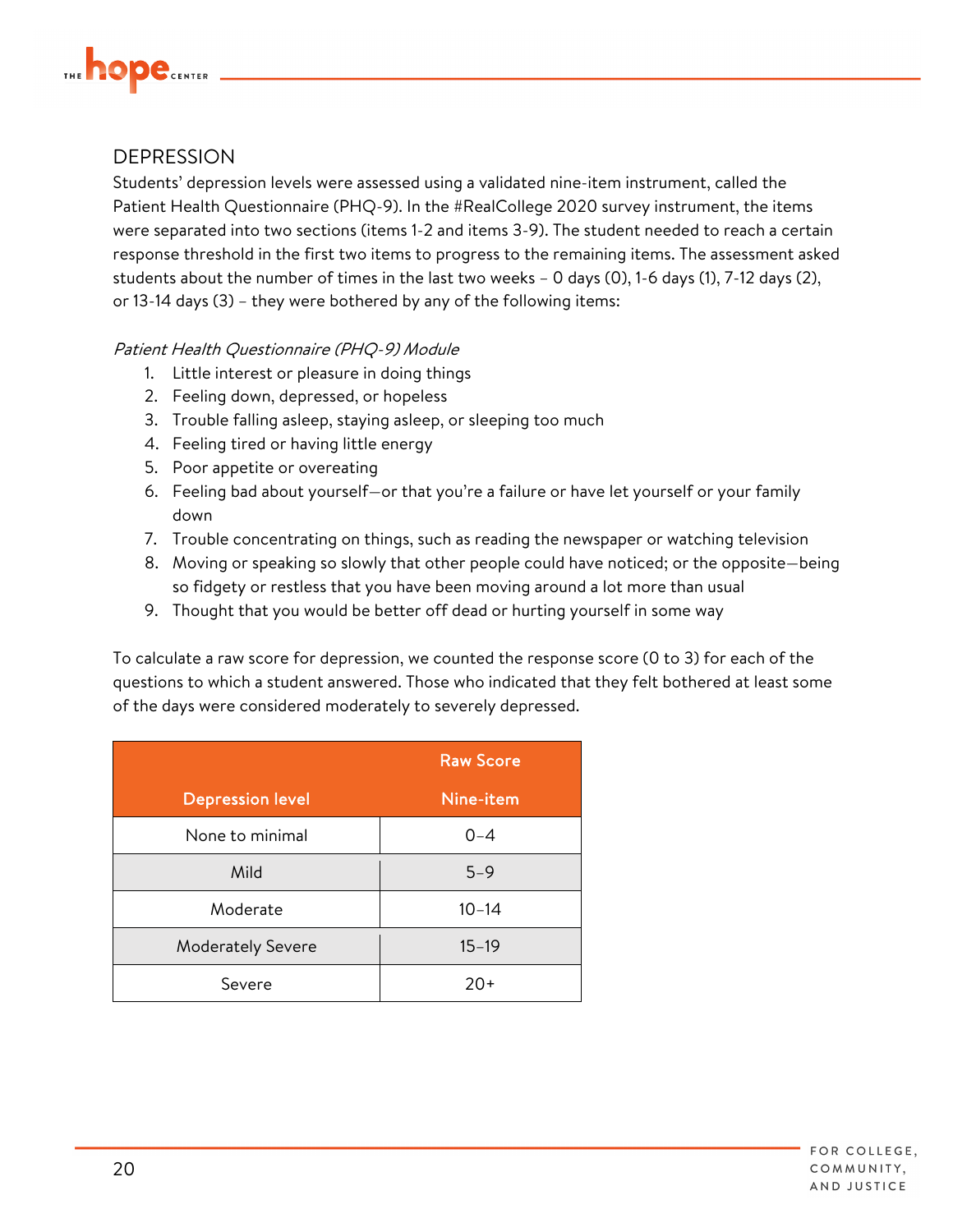## DEPRESSION

Students' depression levels were assessed using a validated nine-item instrument, called the Patient Health Questionnaire (PHQ-9). In the #RealCollege 2020 survey instrument, the items were separated into two sections (items 1-2 and items 3-9). The student needed to reach a certain response threshold in the first two items to progress to the remaining items. The assessment asked students about the number of times in the last two weeks – 0 days (0), 1-6 days (1), 7-12 days (2), or 13-14 days (3) – they were bothered by any of the following items:

*Patient Health Questionnaire (PHQ-9) Module*

1. Little interest or pleasure in doing things
2. Feeling down, depressed, or hopeless
3. Trouble falling asleep, staying asleep, or sleeping too much
4. Feeling tired or having little energy
5. Poor appetite or overeating
6. Feeling bad about yourself—or that you're a failure or have let yourself or your family down
7. Trouble concentrating on things, such as reading the newspaper or watching television
8. Moving or speaking so slowly that other people could have noticed; or the opposite—being so fidgety or restless that you have been moving around a lot more than usual
9. Thought that you would be better off dead or hurting yourself in some way

To calculate a raw score for depression, we counted the response score (0 to 3) for each of the questions to which a student answered. Those who indicated that they felt bothered at least some of the days were considered moderately to severely depressed.

| Depression level | Raw Score<br>Nine-item |
|---|---|
| None to minimal | 0–4 |
| Mild | 5–9 |
| Moderate | 10–14 |
| Moderately Severe | 15–19 |
| Severe | 20+ |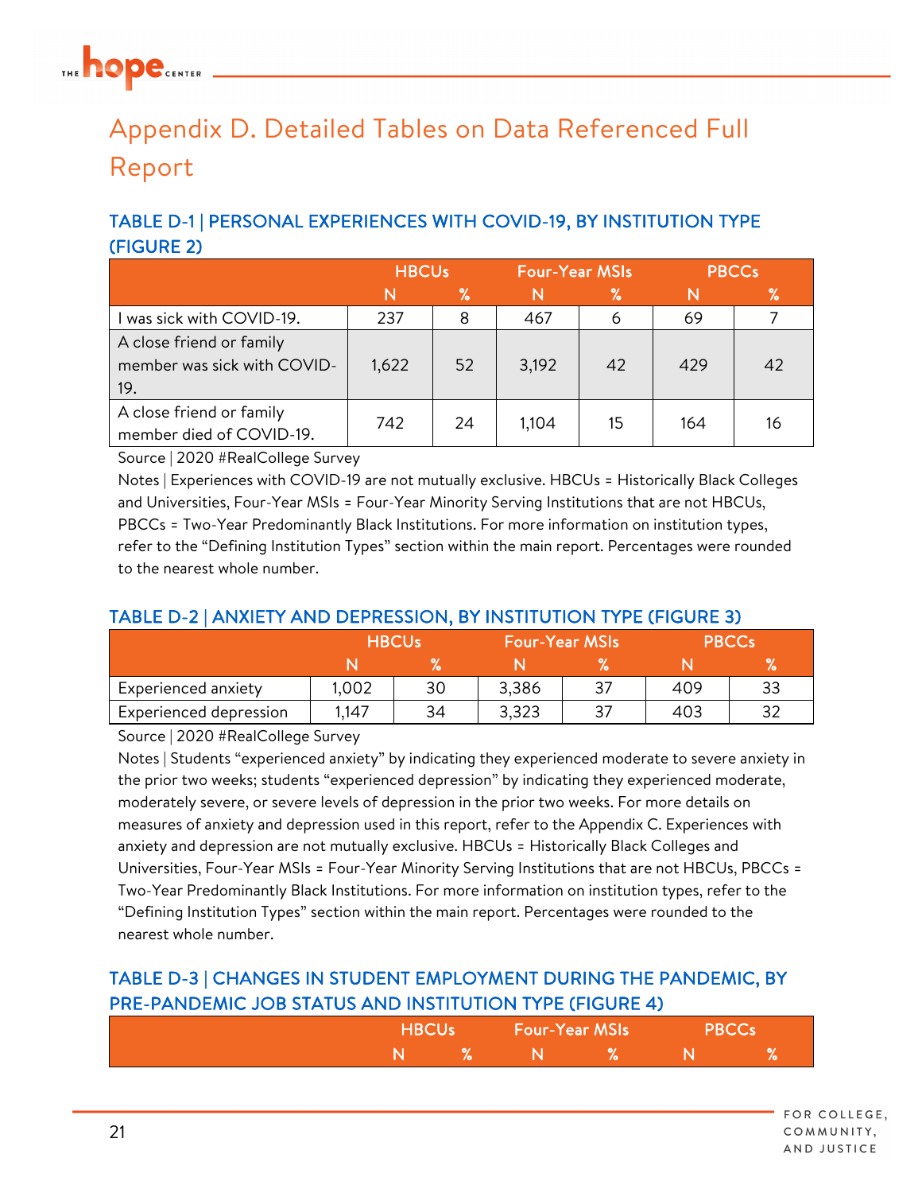# Appendix D. Detailed Tables on Data Referenced Full Report

### TABLE D-1 | PERSONAL EXPERIENCES WITH COVID-19, BY INSTITUTION TYPE (FIGURE 2)

| | HBCUs | | Four-Year MSIs | | PBCCs | |
|---|---|---|---|---|---|---|
| | N | % | N | % | N | % |
| I was sick with COVID-19. | 237 | 8 | 467 | 6 | 69 | 7 |
| A close friend or family member was sick with COVID-19. | 1,622 | 52 | 3,192 | 42 | 429 | 42 |
| A close friend or family member died of COVID-19. | 742 | 24 | 1,104 | 15 | 164 | 16 |

Source | 2020 #RealCollege Survey

Notes | Experiences with COVID-19 are not mutually exclusive. HBCUs = Historically Black Colleges and Universities, Four-Year MSIs = Four-Year Minority Serving Institutions that are not HBCUs, PBCCs = Two-Year Predominantly Black Institutions. For more information on institution types, refer to the "Defining Institution Types" section within the main report. Percentages were rounded to the nearest whole number.

### TABLE D-2 | ANXIETY AND DEPRESSION, BY INSTITUTION TYPE (FIGURE 3)

| | HBCUs | | Four-Year MSIs | | PBCCs | |
|---|---|---|---|---|---|---|
| | N | % | N | % | N | % |
| Experienced anxiety | 1,002 | 30 | 3,386 | 37 | 409 | 33 |
| Experienced depression | 1,147 | 34 | 3,323 | 37 | 403 | 32 |

Source | 2020 #RealCollege Survey

Notes | Students "experienced anxiety" by indicating they experienced moderate to severe anxiety in the prior two weeks; students "experienced depression" by indicating they experienced moderate, moderately severe, or severe levels of depression in the prior two weeks. For more details on measures of anxiety and depression used in this report, refer to the Appendix C. Experiences with anxiety and depression are not mutually exclusive. HBCUs = Historically Black Colleges and Universities, Four-Year MSIs = Four-Year Minority Serving Institutions that are not HBCUs, PBCCs = Two-Year Predominantly Black Institutions. For more information on institution types, refer to the "Defining Institution Types" section within the main report. Percentages were rounded to the nearest whole number.

### TABLE D-3 | CHANGES IN STUDENT EMPLOYMENT DURING THE PANDEMIC, BY PRE-PANDEMIC JOB STATUS AND INSTITUTION TYPE (FIGURE 4)

| | HBCUs | | Four-Year MSIs | | PBCCs | |
|---|---|---|---|---|---|---|
| | N | % | N | % | N | % |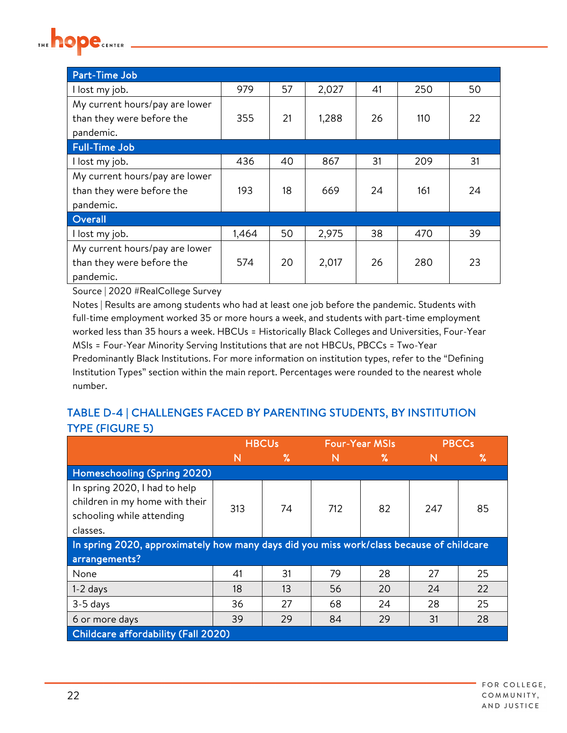| | | | | | | |
|---|---|---|---|---|---|---|
| **Part-Time Job** | | | | | | |
| I lost my job. | 979 | 57 | 2,027 | 41 | 250 | 50 |
| My current hours/pay are lower than they were before the pandemic. | 355 | 21 | 1,288 | 26 | 110 | 22 |
| **Full-Time Job** | | | | | | |
| I lost my job. | 436 | 40 | 867 | 31 | 209 | 31 |
| My current hours/pay are lower than they were before the pandemic. | 193 | 18 | 669 | 24 | 161 | 24 |
| **Overall** | | | | | | |
| I lost my job. | 1,464 | 50 | 2,975 | 38 | 470 | 39 |
| My current hours/pay are lower than they were before the pandemic. | 574 | 20 | 2,017 | 26 | 280 | 23 |

Source | 2020 #RealCollege Survey

Notes | Results are among students who had at least one job before the pandemic. Students with full-time employment worked 35 or more hours a week, and students with part-time employment worked less than 35 hours a week. HBCUs = Historically Black Colleges and Universities, Four-Year MSIs = Four-Year Minority Serving Institutions that are not HBCUs, PBCCs = Two-Year Predominantly Black Institutions. For more information on institution types, refer to the "Defining Institution Types" section within the main report. Percentages were rounded to the nearest whole number.

## TABLE D-4 | CHALLENGES FACED BY PARENTING STUDENTS, BY INSTITUTION TYPE (FIGURE 5)

| | HBCUs | | Four-Year MSIs | | PBCCs | |
|---|---|---|---|---|---|---|
| | N | % | N | % | N | % |
| **Homeschooling (Spring 2020)** | | | | | | |
| In spring 2020, I had to help children in my home with their schooling while attending classes. | 313 | 74 | 712 | 82 | 247 | 85 |
| **In spring 2020, approximately how many days did you miss work/class because of childcare arrangements?** | | | | | | |
| None | 41 | 31 | 79 | 28 | 27 | 25 |
| 1-2 days | 18 | 13 | 56 | 20 | 24 | 22 |
| 3-5 days | 36 | 27 | 68 | 24 | 28 | 25 |
| 6 or more days | 39 | 29 | 84 | 29 | 31 | 28 |
| **Childcare affordability (Fall 2020)** | | | | | | |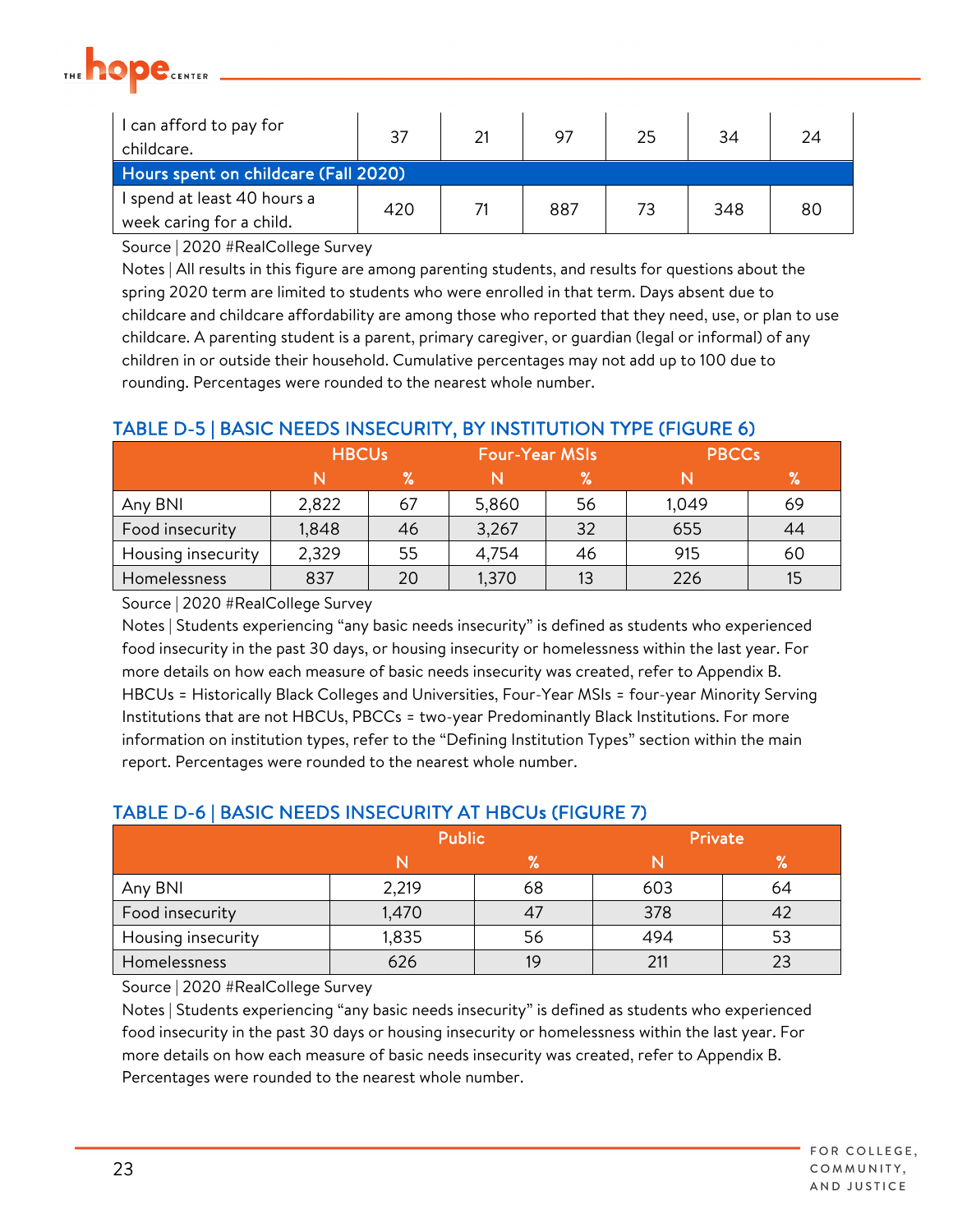| | | | | | | |
|---|---|---|---|---|---|---|
| I can afford to pay for childcare. | 37 | 21 | 97 | 25 | 34 | 24 |
| **Hours spent on childcare (Fall 2020)** | | | | | | |
| I spend at least 40 hours a week caring for a child. | 420 | 71 | 887 | 73 | 348 | 80 |

Source | 2020 #RealCollege Survey

Notes | All results in this figure are among parenting students, and results for questions about the spring 2020 term are limited to students who were enrolled in that term. Days absent due to childcare and childcare affordability are among those who reported that they need, use, or plan to use childcare. A parenting student is a parent, primary caregiver, or guardian (legal or informal) of any children in or outside their household. Cumulative percentages may not add up to 100 due to rounding. Percentages were rounded to the nearest whole number.

## TABLE D-5 | BASIC NEEDS INSECURITY, BY INSTITUTION TYPE (FIGURE 6)

| | HBCUs | | Four-Year MSIs | | PBCCs | |
|---|---|---|---|---|---|---|
| | N | % | N | % | N | % |
| Any BNI | 2,822 | 67 | 5,860 | 56 | 1,049 | 69 |
| Food insecurity | 1,848 | 46 | 3,267 | 32 | 655 | 44 |
| Housing insecurity | 2,329 | 55 | 4,754 | 46 | 915 | 60 |
| Homelessness | 837 | 20 | 1,370 | 13 | 226 | 15 |

Source | 2020 #RealCollege Survey

Notes | Students experiencing "any basic needs insecurity" is defined as students who experienced food insecurity in the past 30 days, or housing insecurity or homelessness within the last year. For more details on how each measure of basic needs insecurity was created, refer to Appendix B. HBCUs = Historically Black Colleges and Universities, Four-Year MSIs = four-year Minority Serving Institutions that are not HBCUs, PBCCs = two-year Predominantly Black Institutions. For more information on institution types, refer to the "Defining Institution Types" section within the main report. Percentages were rounded to the nearest whole number.

## TABLE D-6 | BASIC NEEDS INSECURITY AT HBCUs (FIGURE 7)

| | Public | | Private | |
|---|---|---|---|---|
| | N | % | N | % |
| Any BNI | 2,219 | 68 | 603 | 64 |
| Food insecurity | 1,470 | 47 | 378 | 42 |
| Housing insecurity | 1,835 | 56 | 494 | 53 |
| Homelessness | 626 | 19 | 211 | 23 |

Source | 2020 #RealCollege Survey

Notes | Students experiencing "any basic needs insecurity" is defined as students who experienced food insecurity in the past 30 days or housing insecurity or homelessness within the last year. For more details on how each measure of basic needs insecurity was created, refer to Appendix B. Percentages were rounded to the nearest whole number.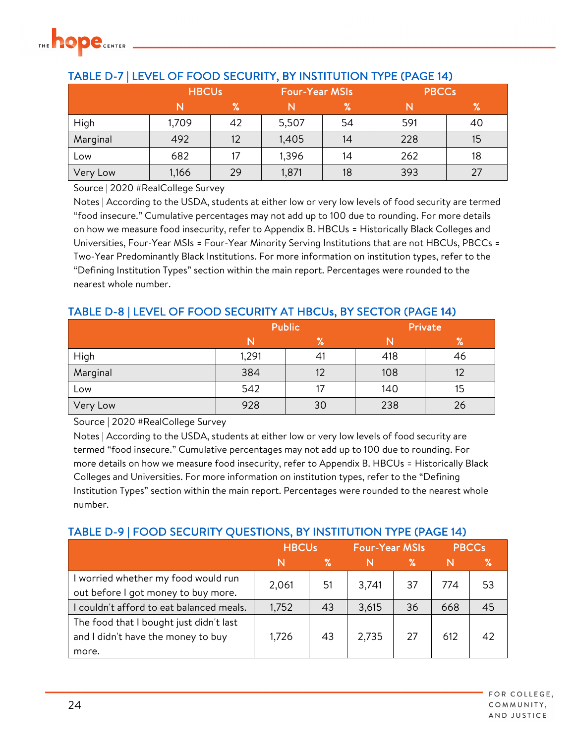### TABLE D-7 | LEVEL OF FOOD SECURITY, BY INSTITUTION TYPE (PAGE 14)

| | HBCUs | | Four-Year MSIs | | PBCCs | |
|---|---|---|---|---|---|---|
| | N | % | N | % | N | % |
| High | 1,709 | 42 | 5,507 | 54 | 591 | 40 |
| Marginal | 492 | 12 | 1,405 | 14 | 228 | 15 |
| Low | 682 | 17 | 1,396 | 14 | 262 | 18 |
| Very Low | 1,166 | 29 | 1,871 | 18 | 393 | 27 |

Source | 2020 #RealCollege Survey

Notes | According to the USDA, students at either low or very low levels of food security are termed "food insecure." Cumulative percentages may not add up to 100 due to rounding. For more details on how we measure food insecurity, refer to Appendix B. HBCUs = Historically Black Colleges and Universities, Four-Year MSIs = Four-Year Minority Serving Institutions that are not HBCUs, PBCCs = Two-Year Predominantly Black Institutions. For more information on institution types, refer to the "Defining Institution Types" section within the main report. Percentages were rounded to the nearest whole number.

### TABLE D-8 | LEVEL OF FOOD SECURITY AT HBCUs, BY SECTOR (PAGE 14)

| | Public | | Private | |
|---|---|---|---|---|
| | N | % | N | % |
| High | 1,291 | 41 | 418 | 46 |
| Marginal | 384 | 12 | 108 | 12 |
| Low | 542 | 17 | 140 | 15 |
| Very Low | 928 | 30 | 238 | 26 |

Source | 2020 #RealCollege Survey

Notes | According to the USDA, students at either low or very low levels of food security are termed "food insecure." Cumulative percentages may not add up to 100 due to rounding. For more details on how we measure food insecurity, refer to Appendix B. HBCUs = Historically Black Colleges and Universities. For more information on institution types, refer to the "Defining Institution Types" section within the main report. Percentages were rounded to the nearest whole number.

### TABLE D-9 | FOOD SECURITY QUESTIONS, BY INSTITUTION TYPE (PAGE 14)

| | HBCUs | | Four-Year MSIs | | PBCCs | |
|---|---|---|---|---|---|---|
| | N | % | N | % | N | % |
| I worried whether my food would run out before I got money to buy more. | 2,061 | 51 | 3,741 | 37 | 774 | 53 |
| I couldn't afford to eat balanced meals. | 1,752 | 43 | 3,615 | 36 | 668 | 45 |
| The food that I bought just didn't last and I didn't have the money to buy more. | 1,726 | 43 | 2,735 | 27 | 612 | 42 |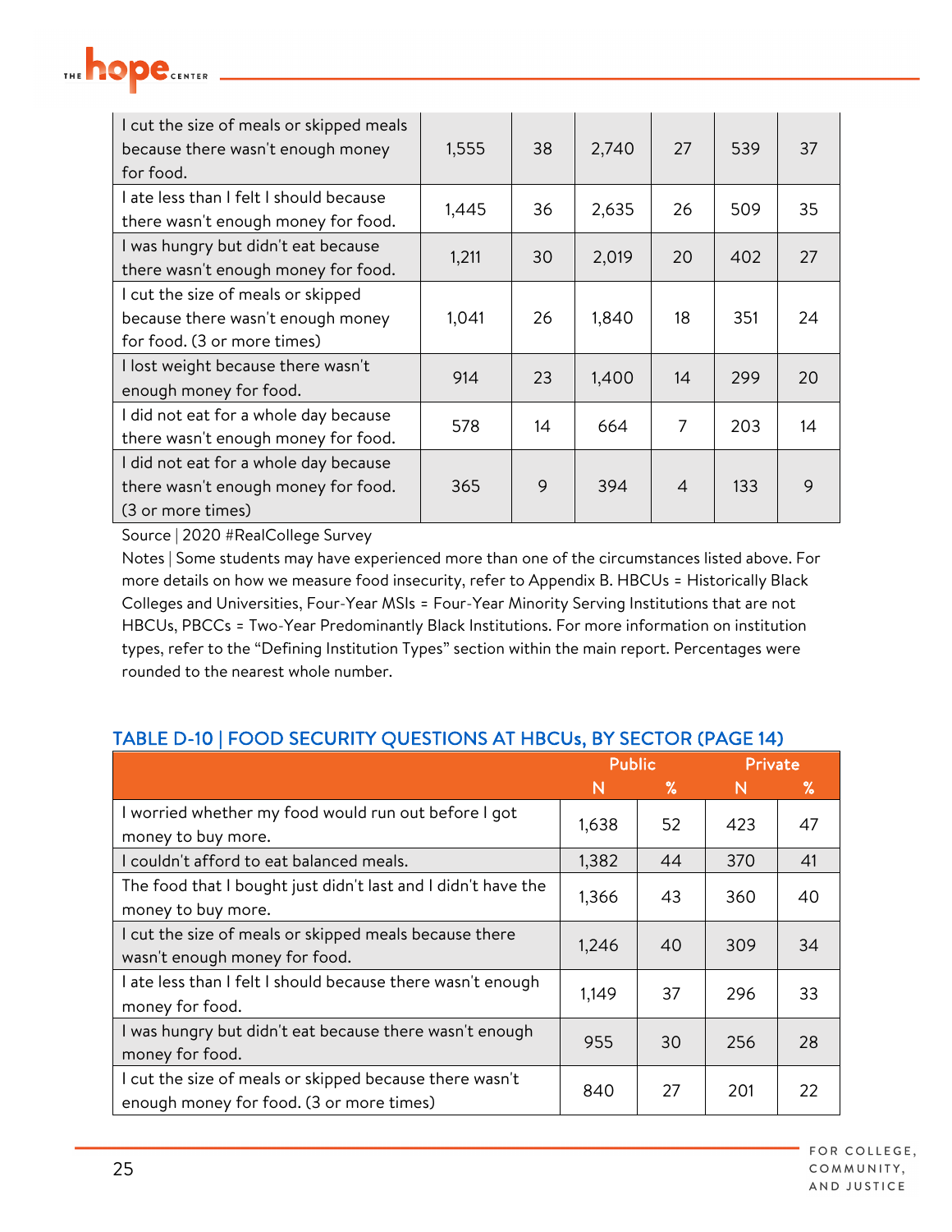| | | | | | | |
|---|---|---|---|---|---|---|
| I cut the size of meals or skipped meals because there wasn't enough money for food. | 1,555 | 38 | 2,740 | 27 | 539 | 37 |
| I ate less than I felt I should because there wasn't enough money for food. | 1,445 | 36 | 2,635 | 26 | 509 | 35 |
| I was hungry but didn't eat because there wasn't enough money for food. | 1,211 | 30 | 2,019 | 20 | 402 | 27 |
| I cut the size of meals or skipped because there wasn't enough money for food. (3 or more times) | 1,041 | 26 | 1,840 | 18 | 351 | 24 |
| I lost weight because there wasn't enough money for food. | 914 | 23 | 1,400 | 14 | 299 | 20 |
| I did not eat for a whole day because there wasn't enough money for food. | 578 | 14 | 664 | 7 | 203 | 14 |
| I did not eat for a whole day because there wasn't enough money for food. (3 or more times) | 365 | 9 | 394 | 4 | 133 | 9 |

Source | 2020 #RealCollege Survey

Notes | Some students may have experienced more than one of the circumstances listed above. For more details on how we measure food insecurity, refer to Appendix B. HBCUs = Historically Black Colleges and Universities, Four-Year MSIs = Four-Year Minority Serving Institutions that are not HBCUs, PBCCs = Two-Year Predominantly Black Institutions. For more information on institution types, refer to the "Defining Institution Types" section within the main report. Percentages were rounded to the nearest whole number.

## TABLE D-10 | FOOD SECURITY QUESTIONS AT HBCUs, BY SECTOR (PAGE 14)

| | Public | | Private | |
|---|---|---|---|---|
| | N | % | N | % |
| I worried whether my food would run out before I got money to buy more. | 1,638 | 52 | 423 | 47 |
| I couldn't afford to eat balanced meals. | 1,382 | 44 | 370 | 41 |
| The food that I bought just didn't last and I didn't have the money to buy more. | 1,366 | 43 | 360 | 40 |
| I cut the size of meals or skipped meals because there wasn't enough money for food. | 1,246 | 40 | 309 | 34 |
| I ate less than I felt I should because there wasn't enough money for food. | 1,149 | 37 | 296 | 33 |
| I was hungry but didn't eat because there wasn't enough money for food. | 955 | 30 | 256 | 28 |
| I cut the size of meals or skipped because there wasn't enough money for food. (3 or more times) | 840 | 27 | 201 | 22 |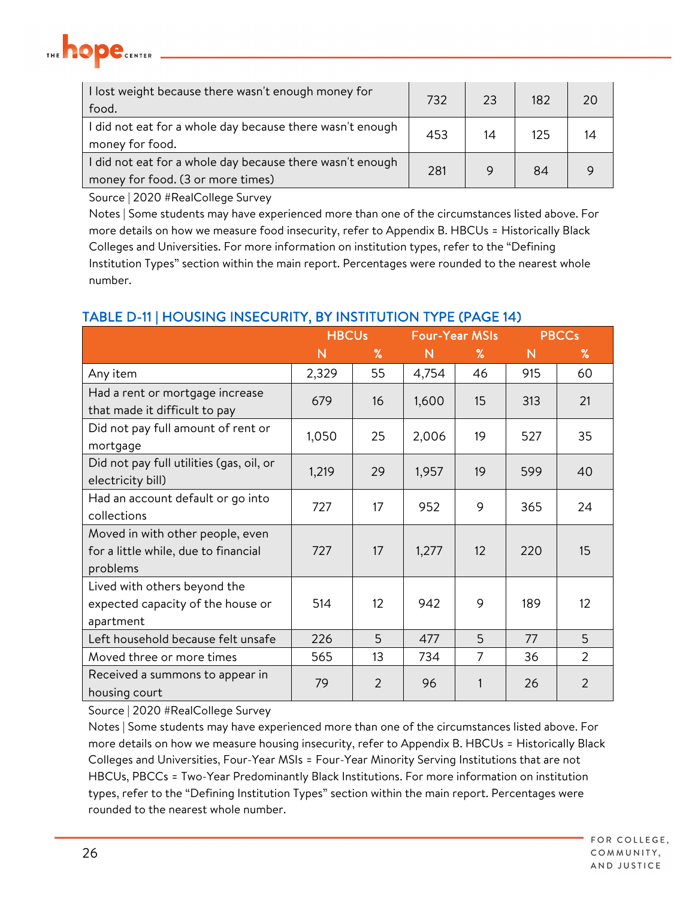| | | | | |
|---|---|---|---|---|
| I lost weight because there wasn't enough money for food. | 732 | 23 | 182 | 20 |
| I did not eat for a whole day because there wasn't enough money for food. | 453 | 14 | 125 | 14 |
| I did not eat for a whole day because there wasn't enough money for food. (3 or more times) | 281 | 9 | 84 | 9 |

Source | 2020 #RealCollege Survey

Notes | Some students may have experienced more than one of the circumstances listed above. For more details on how we measure food insecurity, refer to Appendix B. HBCUs = Historically Black Colleges and Universities. For more information on institution types, refer to the "Defining Institution Types" section within the main report. Percentages were rounded to the nearest whole number.

## TABLE D-11 | HOUSING INSECURITY, BY INSTITUTION TYPE (PAGE 14)

| | HBCUs | | Four-Year MSIs | | PBCCs | |
|---|---|---|---|---|---|---|
| | N | % | N | % | N | % |
| Any item | 2,329 | 55 | 4,754 | 46 | 915 | 60 |
| Had a rent or mortgage increase that made it difficult to pay | 679 | 16 | 1,600 | 15 | 313 | 21 |
| Did not pay full amount of rent or mortgage | 1,050 | 25 | 2,006 | 19 | 527 | 35 |
| Did not pay full utilities (gas, oil, or electricity bill) | 1,219 | 29 | 1,957 | 19 | 599 | 40 |
| Had an account default or go into collections | 727 | 17 | 952 | 9 | 365 | 24 |
| Moved in with other people, even for a little while, due to financial problems | 727 | 17 | 1,277 | 12 | 220 | 15 |
| Lived with others beyond the expected capacity of the house or apartment | 514 | 12 | 942 | 9 | 189 | 12 |
| Left household because felt unsafe | 226 | 5 | 477 | 5 | 77 | 5 |
| Moved three or more times | 565 | 13 | 734 | 7 | 36 | 2 |
| Received a summons to appear in housing court | 79 | 2 | 96 | 1 | 26 | 2 |

Source | 2020 #RealCollege Survey

Notes | Some students may have experienced more than one of the circumstances listed above. For more details on how we measure housing insecurity, refer to Appendix B. HBCUs = Historically Black Colleges and Universities, Four-Year MSIs = Four-Year Minority Serving Institutions that are not HBCUs, PBCCs = Two-Year Predominantly Black Institutions. For more information on institution types, refer to the "Defining Institution Types" section within the main report. Percentages were rounded to the nearest whole number.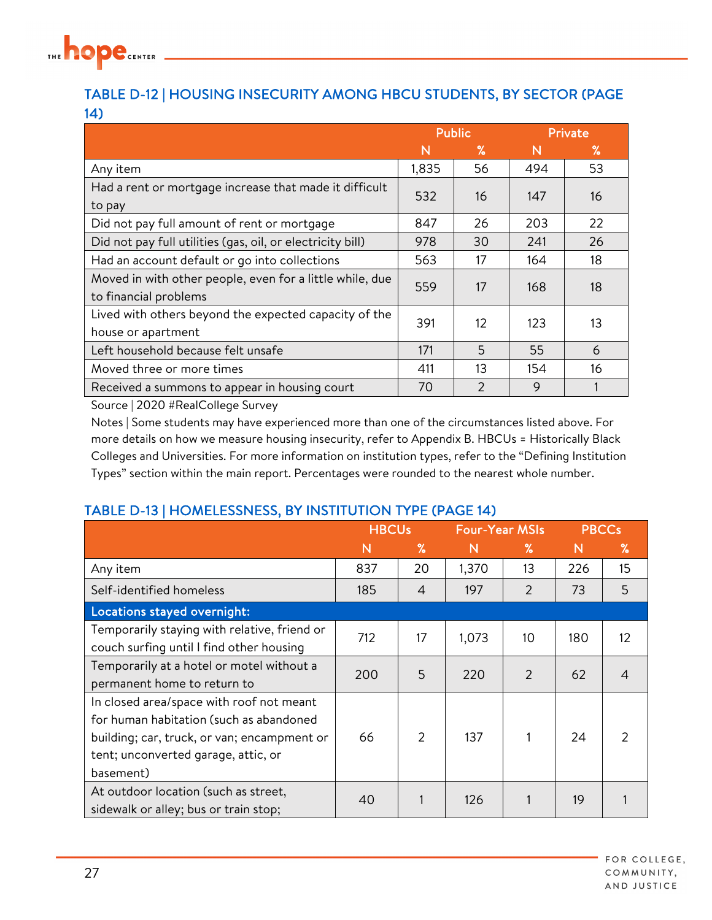### TABLE D-12 | HOUSING INSECURITY AMONG HBCU STUDENTS, BY SECTOR (PAGE 14)

| | Public | | Private | |
|---|---|---|---|---|
| | N | % | N | % |
| Any item | 1,835 | 56 | 494 | 53 |
| Had a rent or mortgage increase that made it difficult to pay | 532 | 16 | 147 | 16 |
| Did not pay full amount of rent or mortgage | 847 | 26 | 203 | 22 |
| Did not pay full utilities (gas, oil, or electricity bill) | 978 | 30 | 241 | 26 |
| Had an account default or go into collections | 563 | 17 | 164 | 18 |
| Moved in with other people, even for a little while, due to financial problems | 559 | 17 | 168 | 18 |
| Lived with others beyond the expected capacity of the house or apartment | 391 | 12 | 123 | 13 |
| Left household because felt unsafe | 171 | 5 | 55 | 6 |
| Moved three or more times | 411 | 13 | 154 | 16 |
| Received a summons to appear in housing court | 70 | 2 | 9 | 1 |

Source | 2020 #RealCollege Survey

Notes | Some students may have experienced more than one of the circumstances listed above. For more details on how we measure housing insecurity, refer to Appendix B. HBCUs = Historically Black Colleges and Universities. For more information on institution types, refer to the "Defining Institution Types" section within the main report. Percentages were rounded to the nearest whole number.

### TABLE D-13 | HOMELESSNESS, BY INSTITUTION TYPE (PAGE 14)

| | HBCUs | | Four-Year MSIs | | PBCCs | |
|---|---|---|---|---|---|---|
| | N | % | N | % | N | % |
| Any item | 837 | 20 | 1,370 | 13 | 226 | 15 |
| Self-identified homeless | 185 | 4 | 197 | 2 | 73 | 5 |
| **Locations stayed overnight:** | | | | | | |
| Temporarily staying with relative, friend or couch surfing until I find other housing | 712 | 17 | 1,073 | 10 | 180 | 12 |
| Temporarily at a hotel or motel without a permanent home to return to | 200 | 5 | 220 | 2 | 62 | 4 |
| In closed area/space with roof not meant for human habitation (such as abandoned building; car, truck, or van; encampment or tent; unconverted garage, attic, or basement) | 66 | 2 | 137 | 1 | 24 | 2 |
| At outdoor location (such as street, sidewalk or alley; bus or train stop; | 40 | 1 | 126 | 1 | 19 | 1 |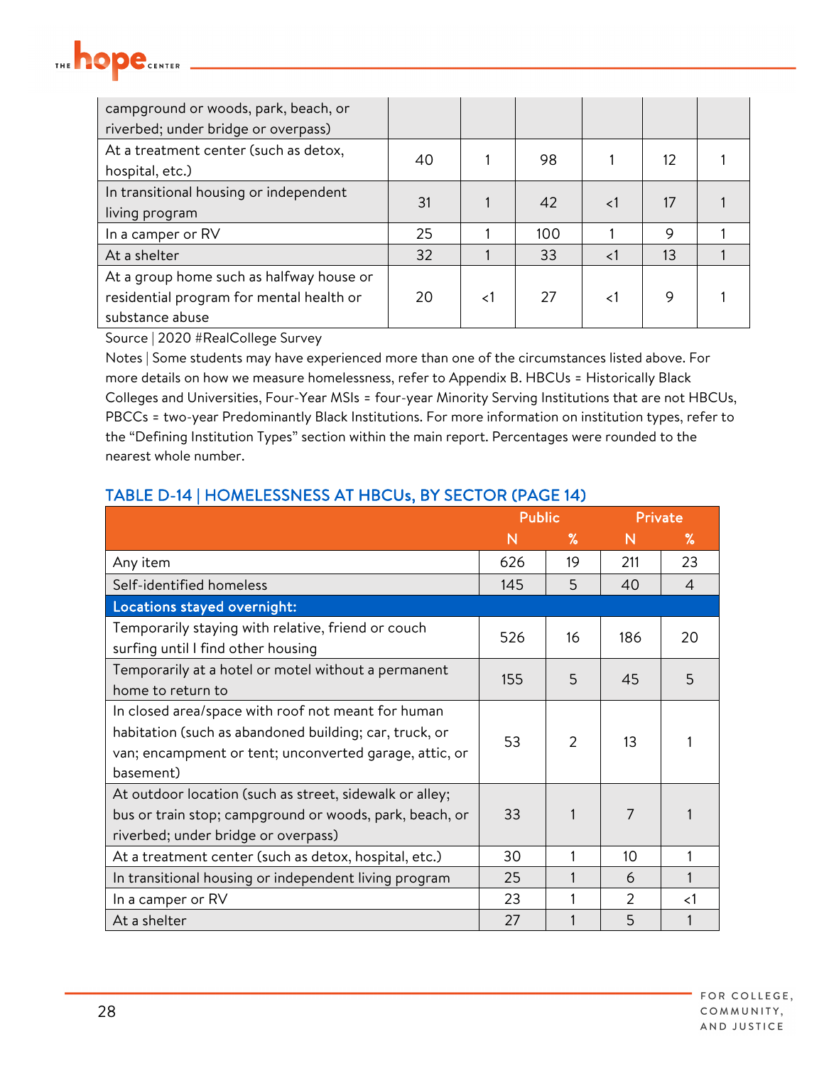| | | | | | | |
|---|---|---|---|---|---|---|
| campground or woods, park, beach, or riverbed; under bridge or overpass) | | | | | | |
| At a treatment center (such as detox, hospital, etc.) | 40 | 1 | 98 | 1 | 12 | 1 |
| In transitional housing or independent living program | 31 | 1 | 42 | <1 | 17 | 1 |
| In a camper or RV | 25 | 1 | 100 | 1 | 9 | 1 |
| At a shelter | 32 | 1 | 33 | <1 | 13 | 1 |
| At a group home such as halfway house or residential program for mental health or substance abuse | 20 | <1 | 27 | <1 | 9 | 1 |

Source | 2020 #RealCollege Survey

Notes | Some students may have experienced more than one of the circumstances listed above. For more details on how we measure homelessness, refer to Appendix B. HBCUs = Historically Black Colleges and Universities, Four-Year MSIs = four-year Minority Serving Institutions that are not HBCUs, PBCCs = two-year Predominantly Black Institutions. For more information on institution types, refer to the "Defining Institution Types" section within the main report. Percentages were rounded to the nearest whole number.

## TABLE D-14 | HOMELESSNESS AT HBCUs, BY SECTOR (PAGE 14)

| | Public | | Private | |
|---|---|---|---|---|
| | N | % | N | % |
| Any item | 626 | 19 | 211 | 23 |
| Self-identified homeless | 145 | 5 | 40 | 4 |
| **Locations stayed overnight:** | | | | |
| Temporarily staying with relative, friend or couch surfing until I find other housing | 526 | 16 | 186 | 20 |
| Temporarily at a hotel or motel without a permanent home to return to | 155 | 5 | 45 | 5 |
| In closed area/space with roof not meant for human habitation (such as abandoned building; car, truck, or van; encampment or tent; unconverted garage, attic, or basement) | 53 | 2 | 13 | 1 |
| At outdoor location (such as street, sidewalk or alley; bus or train stop; campground or woods, park, beach, or riverbed; under bridge or overpass) | 33 | 1 | 7 | 1 |
| At a treatment center (such as detox, hospital, etc.) | 30 | 1 | 10 | 1 |
| In transitional housing or independent living program | 25 | 1 | 6 | 1 |
| In a camper or RV | 23 | 1 | 2 | <1 |
| At a shelter | 27 | 1 | 5 | 1 |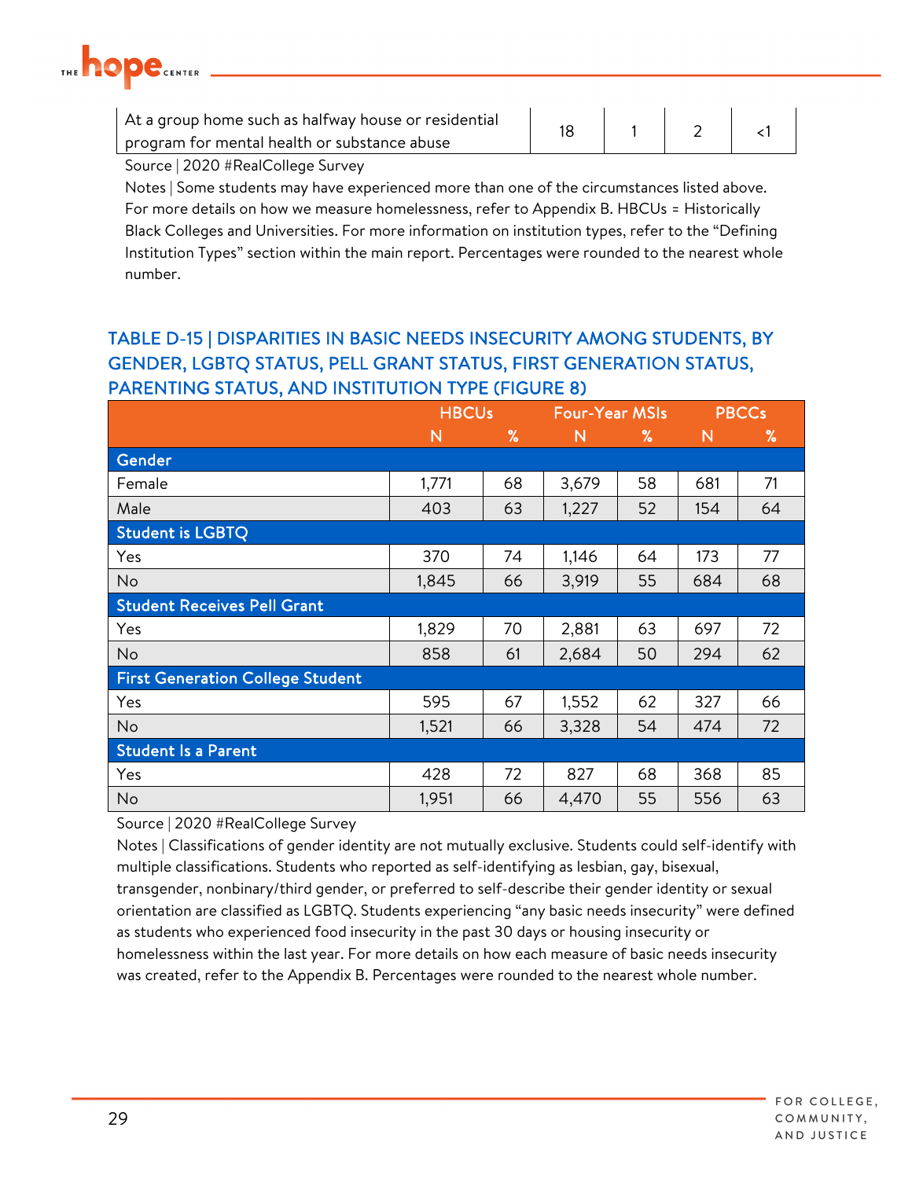| At a group home such as halfway house or residential program for mental health or substance abuse | 18 | 1 | 2 | <1 |
|---|---|---|---|---|

Source | 2020 #RealCollege Survey

Notes | Some students may have experienced more than one of the circumstances listed above. For more details on how we measure homelessness, refer to Appendix B. HBCUs = Historically Black Colleges and Universities. For more information on institution types, refer to the "Defining Institution Types" section within the main report. Percentages were rounded to the nearest whole number.

## TABLE D-15 | DISPARITIES IN BASIC NEEDS INSECURITY AMONG STUDENTS, BY GENDER, LGBTQ STATUS, PELL GRANT STATUS, FIRST GENERATION STATUS, PARENTING STATUS, AND INSTITUTION TYPE (FIGURE 8)

| | HBCUs | | Four-Year MSIs | | PBCCs | |
|---|---|---|---|---|---|---|
| | N | % | N | % | N | % |
| **Gender** | | | | | | |
| Female | 1,771 | 68 | 3,679 | 58 | 681 | 71 |
| Male | 403 | 63 | 1,227 | 52 | 154 | 64 |
| **Student is LGBTQ** | | | | | | |
| Yes | 370 | 74 | 1,146 | 64 | 173 | 77 |
| No | 1,845 | 66 | 3,919 | 55 | 684 | 68 |
| **Student Receives Pell Grant** | | | | | | |
| Yes | 1,829 | 70 | 2,881 | 63 | 697 | 72 |
| No | 858 | 61 | 2,684 | 50 | 294 | 62 |
| **First Generation College Student** | | | | | | |
| Yes | 595 | 67 | 1,552 | 62 | 327 | 66 |
| No | 1,521 | 66 | 3,328 | 54 | 474 | 72 |
| **Student Is a Parent** | | | | | | |
| Yes | 428 | 72 | 827 | 68 | 368 | 85 |
| No | 1,951 | 66 | 4,470 | 55 | 556 | 63 |

Source | 2020 #RealCollege Survey

Notes | Classifications of gender identity are not mutually exclusive. Students could self-identify with multiple classifications. Students who reported as self-identifying as lesbian, gay, bisexual, transgender, nonbinary/third gender, or preferred to self-describe their gender identity or sexual orientation are classified as LGBTQ. Students experiencing "any basic needs insecurity" were defined as students who experienced food insecurity in the past 30 days or housing insecurity or homelessness within the last year. For more details on how each measure of basic needs insecurity was created, refer to the Appendix B. Percentages were rounded to the nearest whole number.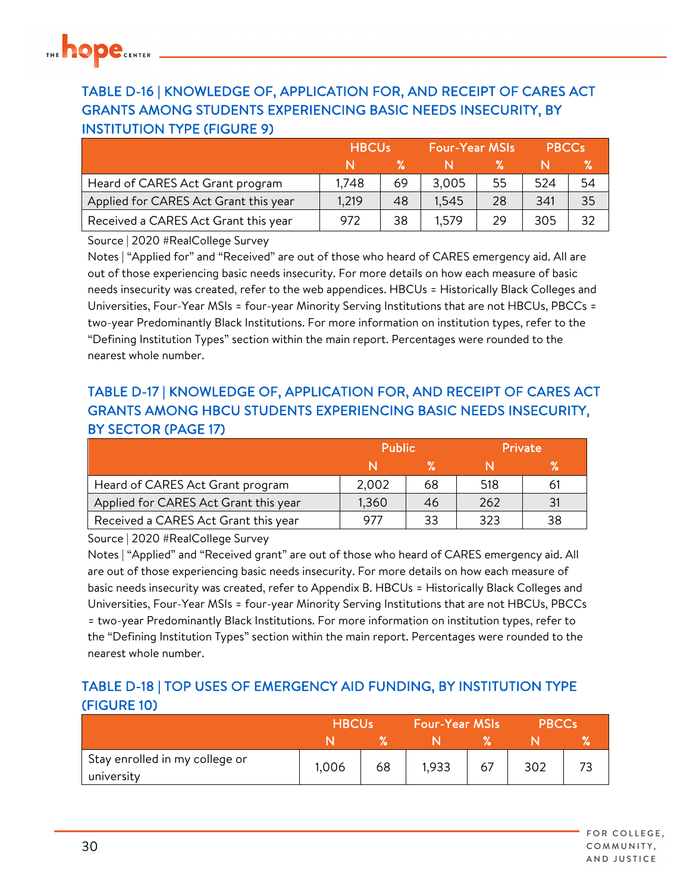### TABLE D-16 | KNOWLEDGE OF, APPLICATION FOR, AND RECEIPT OF CARES ACT GRANTS AMONG STUDENTS EXPERIENCING BASIC NEEDS INSECURITY, BY INSTITUTION TYPE (FIGURE 9)

| | HBCUs | | Four-Year MSIs | | PBCCs | |
|---|---|---|---|---|---|---|
| | N | % | N | % | N | % |
| Heard of CARES Act Grant program | 1,748 | 69 | 3,005 | 55 | 524 | 54 |
| Applied for CARES Act Grant this year | 1,219 | 48 | 1,545 | 28 | 341 | 35 |
| Received a CARES Act Grant this year | 972 | 38 | 1,579 | 29 | 305 | 32 |

Source | 2020 #RealCollege Survey

Notes | "Applied for" and "Received" are out of those who heard of CARES emergency aid. All are out of those experiencing basic needs insecurity. For more details on how each measure of basic needs insecurity was created, refer to the web appendices. HBCUs = Historically Black Colleges and Universities, Four-Year MSIs = four-year Minority Serving Institutions that are not HBCUs, PBCCs = two-year Predominantly Black Institutions. For more information on institution types, refer to the "Defining Institution Types" section within the main report. Percentages were rounded to the nearest whole number.

### TABLE D-17 | KNOWLEDGE OF, APPLICATION FOR, AND RECEIPT OF CARES ACT GRANTS AMONG HBCU STUDENTS EXPERIENCING BASIC NEEDS INSECURITY, BY SECTOR (PAGE 17)

| | Public | | Private | |
|---|---|---|---|---|
| | N | % | N | % |
| Heard of CARES Act Grant program | 2,002 | 68 | 518 | 61 |
| Applied for CARES Act Grant this year | 1,360 | 46 | 262 | 31 |
| Received a CARES Act Grant this year | 977 | 33 | 323 | 38 |

Source | 2020 #RealCollege Survey

Notes | "Applied" and "Received grant" are out of those who heard of CARES emergency aid. All are out of those experiencing basic needs insecurity. For more details on how each measure of basic needs insecurity was created, refer to Appendix B. HBCUs = Historically Black Colleges and Universities, Four-Year MSIs = four-year Minority Serving Institutions that are not HBCUs, PBCCs = two-year Predominantly Black Institutions. For more information on institution types, refer to the "Defining Institution Types" section within the main report. Percentages were rounded to the nearest whole number.

### TABLE D-18 | TOP USES OF EMERGENCY AID FUNDING, BY INSTITUTION TYPE (FIGURE 10)

| | HBCUs | | Four-Year MSIs | | PBCCs | |
|---|---|---|---|---|---|---|
| | N | % | N | % | N | % |
| Stay enrolled in my college or university | 1,006 | 68 | 1,933 | 67 | 302 | 73 |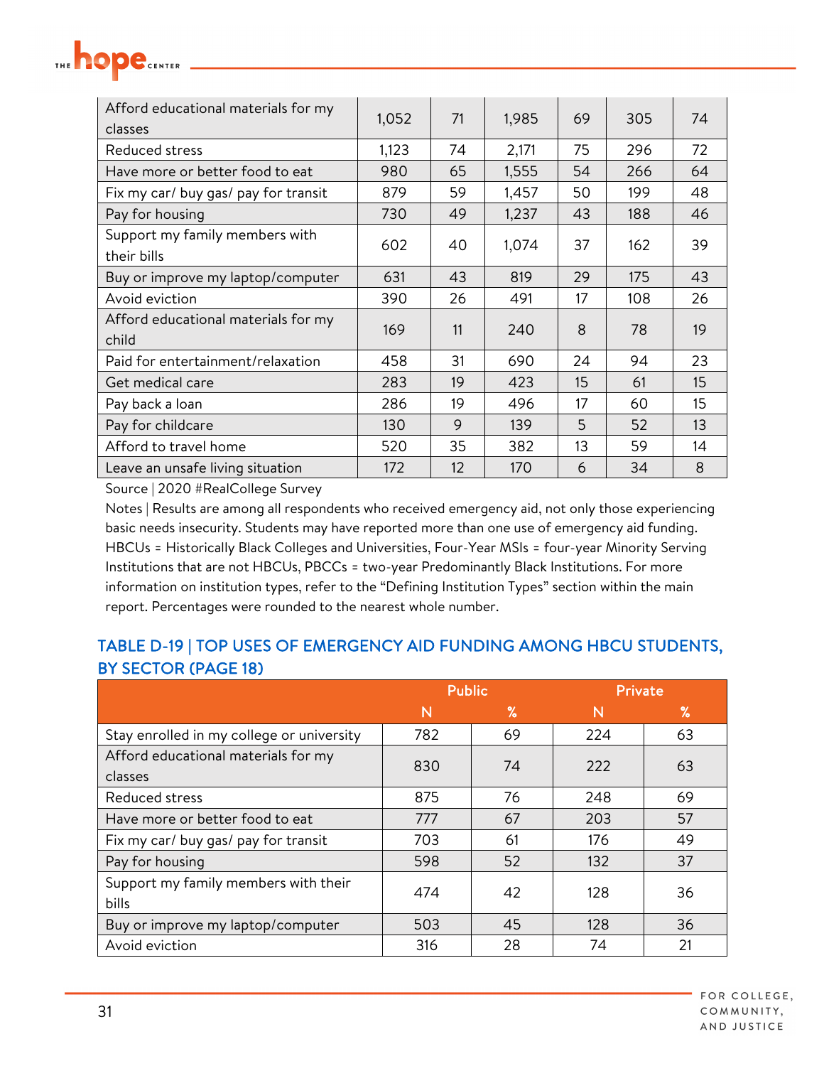| | | | | | | |
|---|---|---|---|---|---|---|
| Afford educational materials for my classes | 1,052 | 71 | 1,985 | 69 | 305 | 74 |
| Reduced stress | 1,123 | 74 | 2,171 | 75 | 296 | 72 |
| Have more or better food to eat | 980 | 65 | 1,555 | 54 | 266 | 64 |
| Fix my car/ buy gas/ pay for transit | 879 | 59 | 1,457 | 50 | 199 | 48 |
| Pay for housing | 730 | 49 | 1,237 | 43 | 188 | 46 |
| Support my family members with their bills | 602 | 40 | 1,074 | 37 | 162 | 39 |
| Buy or improve my laptop/computer | 631 | 43 | 819 | 29 | 175 | 43 |
| Avoid eviction | 390 | 26 | 491 | 17 | 108 | 26 |
| Afford educational materials for my child | 169 | 11 | 240 | 8 | 78 | 19 |
| Paid for entertainment/relaxation | 458 | 31 | 690 | 24 | 94 | 23 |
| Get medical care | 283 | 19 | 423 | 15 | 61 | 15 |
| Pay back a loan | 286 | 19 | 496 | 17 | 60 | 15 |
| Pay for childcare | 130 | 9 | 139 | 5 | 52 | 13 |
| Afford to travel home | 520 | 35 | 382 | 13 | 59 | 14 |
| Leave an unsafe living situation | 172 | 12 | 170 | 6 | 34 | 8 |

Source | 2020 #RealCollege Survey

Notes | Results are among all respondents who received emergency aid, not only those experiencing basic needs insecurity. Students may have reported more than one use of emergency aid funding. HBCUs = Historically Black Colleges and Universities, Four-Year MSIs = four-year Minority Serving Institutions that are not HBCUs, PBCCs = two-year Predominantly Black Institutions. For more information on institution types, refer to the "Defining Institution Types" section within the main report. Percentages were rounded to the nearest whole number.

## TABLE D-19 | TOP USES OF EMERGENCY AID FUNDING AMONG HBCU STUDENTS, BY SECTOR (PAGE 18)

| | Public | | Private | |
|---|---|---|---|---|
| | N | % | N | % |
| Stay enrolled in my college or university | 782 | 69 | 224 | 63 |
| Afford educational materials for my classes | 830 | 74 | 222 | 63 |
| Reduced stress | 875 | 76 | 248 | 69 |
| Have more or better food to eat | 777 | 67 | 203 | 57 |
| Fix my car/ buy gas/ pay for transit | 703 | 61 | 176 | 49 |
| Pay for housing | 598 | 52 | 132 | 37 |
| Support my family members with their bills | 474 | 42 | 128 | 36 |
| Buy or improve my laptop/computer | 503 | 45 | 128 | 36 |
| Avoid eviction | 316 | 28 | 74 | 21 |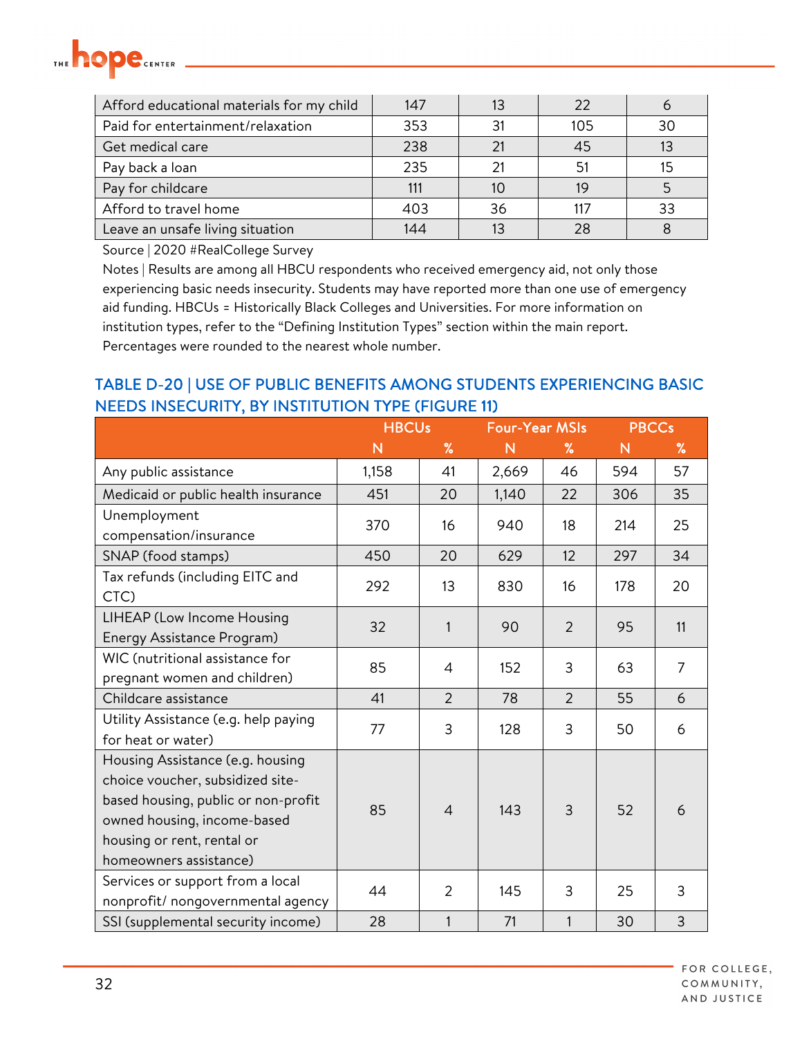| | | | | |
|---|---|---|---|---|
| Afford educational materials for my child | 147 | 13 | 22 | 6 |
| Paid for entertainment/relaxation | 353 | 31 | 105 | 30 |
| Get medical care | 238 | 21 | 45 | 13 |
| Pay back a loan | 235 | 21 | 51 | 15 |
| Pay for childcare | 111 | 10 | 19 | 5 |
| Afford to travel home | 403 | 36 | 117 | 33 |
| Leave an unsafe living situation | 144 | 13 | 28 | 8 |

Source | 2020 #RealCollege Survey

Notes | Results are among all HBCU respondents who received emergency aid, not only those experiencing basic needs insecurity. Students may have reported more than one use of emergency aid funding. HBCUs = Historically Black Colleges and Universities. For more information on institution types, refer to the "Defining Institution Types" section within the main report. Percentages were rounded to the nearest whole number.

## TABLE D-20 | USE OF PUBLIC BENEFITS AMONG STUDENTS EXPERIENCING BASIC NEEDS INSECURITY, BY INSTITUTION TYPE (FIGURE 11)

| | HBCUs | | Four-Year MSIs | | PBCCs | |
|---|---|---|---|---|---|---|
| | N | % | N | % | N | % |
| Any public assistance | 1,158 | 41 | 2,669 | 46 | 594 | 57 |
| Medicaid or public health insurance | 451 | 20 | 1,140 | 22 | 306 | 35 |
| Unemployment compensation/insurance | 370 | 16 | 940 | 18 | 214 | 25 |
| SNAP (food stamps) | 450 | 20 | 629 | 12 | 297 | 34 |
| Tax refunds (including EITC and CTC) | 292 | 13 | 830 | 16 | 178 | 20 |
| LIHEAP (Low Income Housing Energy Assistance Program) | 32 | 1 | 90 | 2 | 95 | 11 |
| WIC (nutritional assistance for pregnant women and children) | 85 | 4 | 152 | 3 | 63 | 7 |
| Childcare assistance | 41 | 2 | 78 | 2 | 55 | 6 |
| Utility Assistance (e.g. help paying for heat or water) | 77 | 3 | 128 | 3 | 50 | 6 |
| Housing Assistance (e.g. housing choice voucher, subsidized site-based housing, public or non-profit owned housing, income-based housing or rent, rental or homeowners assistance) | 85 | 4 | 143 | 3 | 52 | 6 |
| Services or support from a local nonprofit/ nongovernmental agency | 44 | 2 | 145 | 3 | 25 | 3 |
| SSI (supplemental security income) | 28 | 1 | 71 | 1 | 30 | 3 |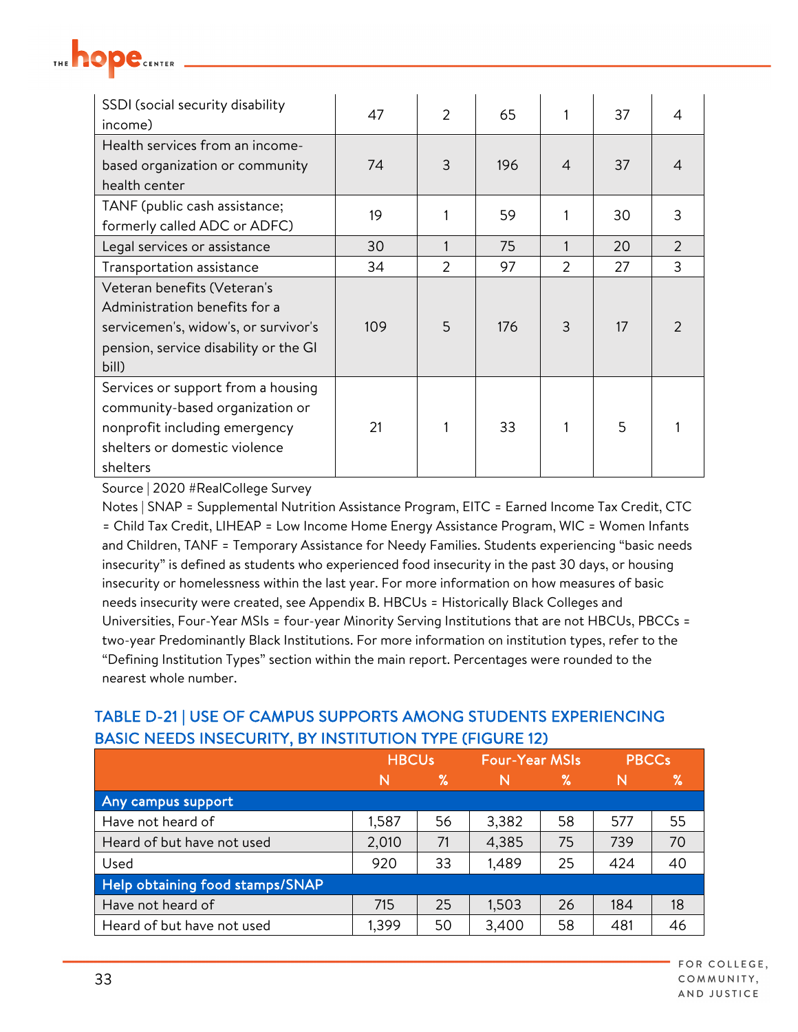| | | | | | | |
|---|---|---|---|---|---|---|
| SSDI (social security disability income) | 47 | 2 | 65 | 1 | 37 | 4 |
| Health services from an income-based organization or community health center | 74 | 3 | 196 | 4 | 37 | 4 |
| TANF (public cash assistance; formerly called ADC or ADFC) | 19 | 1 | 59 | 1 | 30 | 3 |
| Legal services or assistance | 30 | 1 | 75 | 1 | 20 | 2 |
| Transportation assistance | 34 | 2 | 97 | 2 | 27 | 3 |
| Veteran benefits (Veteran's Administration benefits for a servicemen's, widow's, or survivor's pension, service disability or the GI bill) | 109 | 5 | 176 | 3 | 17 | 2 |
| Services or support from a housing community-based organization or nonprofit including emergency shelters or domestic violence shelters | 21 | 1 | 33 | 1 | 5 | 1 |

Source | 2020 #RealCollege Survey

Notes | SNAP = Supplemental Nutrition Assistance Program, EITC = Earned Income Tax Credit, CTC = Child Tax Credit, LIHEAP = Low Income Home Energy Assistance Program, WIC = Women Infants and Children, TANF = Temporary Assistance for Needy Families. Students experiencing "basic needs insecurity" is defined as students who experienced food insecurity in the past 30 days, or housing insecurity or homelessness within the last year. For more information on how measures of basic needs insecurity were created, see Appendix B. HBCUs = Historically Black Colleges and Universities, Four-Year MSIs = four-year Minority Serving Institutions that are not HBCUs, PBCCs = two-year Predominantly Black Institutions. For more information on institution types, refer to the "Defining Institution Types" section within the main report. Percentages were rounded to the nearest whole number.

## TABLE D-21 | USE OF CAMPUS SUPPORTS AMONG STUDENTS EXPERIENCING BASIC NEEDS INSECURITY, BY INSTITUTION TYPE (FIGURE 12)

| | HBCUs | | Four-Year MSIs | | PBCCs | |
|---|---|---|---|---|---|---|
| | N | % | N | % | N | % |
| **Any campus support** | | | | | | |
| Have not heard of | 1,587 | 56 | 3,382 | 58 | 577 | 55 |
| Heard of but have not used | 2,010 | 71 | 4,385 | 75 | 739 | 70 |
| Used | 920 | 33 | 1,489 | 25 | 424 | 40 |
| **Help obtaining food stamps/SNAP** | | | | | | |
| Have not heard of | 715 | 25 | 1,503 | 26 | 184 | 18 |
| Heard of but have not used | 1,399 | 50 | 3,400 | 58 | 481 | 46 |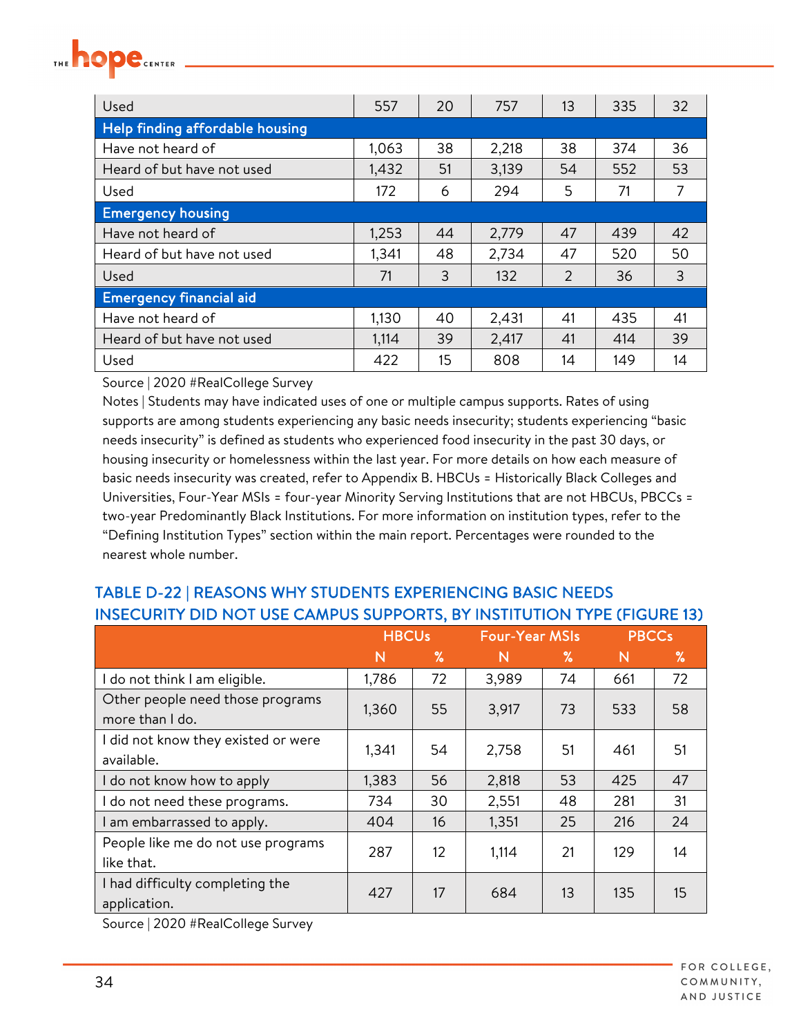| | | | | | | |
|---|---|---|---|---|---|---|
| Used | 557 | 20 | 757 | 13 | 335 | 32 |
| **Help finding affordable housing** | | | | | | |
| Have not heard of | 1,063 | 38 | 2,218 | 38 | 374 | 36 |
| Heard of but have not used | 1,432 | 51 | 3,139 | 54 | 552 | 53 |
| Used | 172 | 6 | 294 | 5 | 71 | 7 |
| **Emergency housing** | | | | | | |
| Have not heard of | 1,253 | 44 | 2,779 | 47 | 439 | 42 |
| Heard of but have not used | 1,341 | 48 | 2,734 | 47 | 520 | 50 |
| Used | 71 | 3 | 132 | 2 | 36 | 3 |
| **Emergency financial aid** | | | | | | |
| Have not heard of | 1,130 | 40 | 2,431 | 41 | 435 | 41 |
| Heard of but have not used | 1,114 | 39 | 2,417 | 41 | 414 | 39 |
| Used | 422 | 15 | 808 | 14 | 149 | 14 |

Source | 2020 #RealCollege Survey

Notes | Students may have indicated uses of one or multiple campus supports. Rates of using supports are among students experiencing any basic needs insecurity; students experiencing "basic needs insecurity" is defined as students who experienced food insecurity in the past 30 days, or housing insecurity or homelessness within the last year. For more details on how each measure of basic needs insecurity was created, refer to Appendix B. HBCUs = Historically Black Colleges and Universities, Four-Year MSIs = four-year Minority Serving Institutions that are not HBCUs, PBCCs = two-year Predominantly Black Institutions. For more information on institution types, refer to the "Defining Institution Types" section within the main report. Percentages were rounded to the nearest whole number.

## TABLE D-22 | REASONS WHY STUDENTS EXPERIENCING BASIC NEEDS INSECURITY DID NOT USE CAMPUS SUPPORTS, BY INSTITUTION TYPE (FIGURE 13)

| | HBCUs | | Four-Year MSIs | | PBCCs | |
|---|---|---|---|---|---|---|
| | N | % | N | % | N | % |
| I do not think I am eligible. | 1,786 | 72 | 3,989 | 74 | 661 | 72 |
| Other people need those programs more than I do. | 1,360 | 55 | 3,917 | 73 | 533 | 58 |
| I did not know they existed or were available. | 1,341 | 54 | 2,758 | 51 | 461 | 51 |
| I do not know how to apply | 1,383 | 56 | 2,818 | 53 | 425 | 47 |
| I do not need these programs. | 734 | 30 | 2,551 | 48 | 281 | 31 |
| I am embarrassed to apply. | 404 | 16 | 1,351 | 25 | 216 | 24 |
| People like me do not use programs like that. | 287 | 12 | 1,114 | 21 | 129 | 14 |
| I had difficulty completing the application. | 427 | 17 | 684 | 13 | 135 | 15 |

Source | 2020 #RealCollege Survey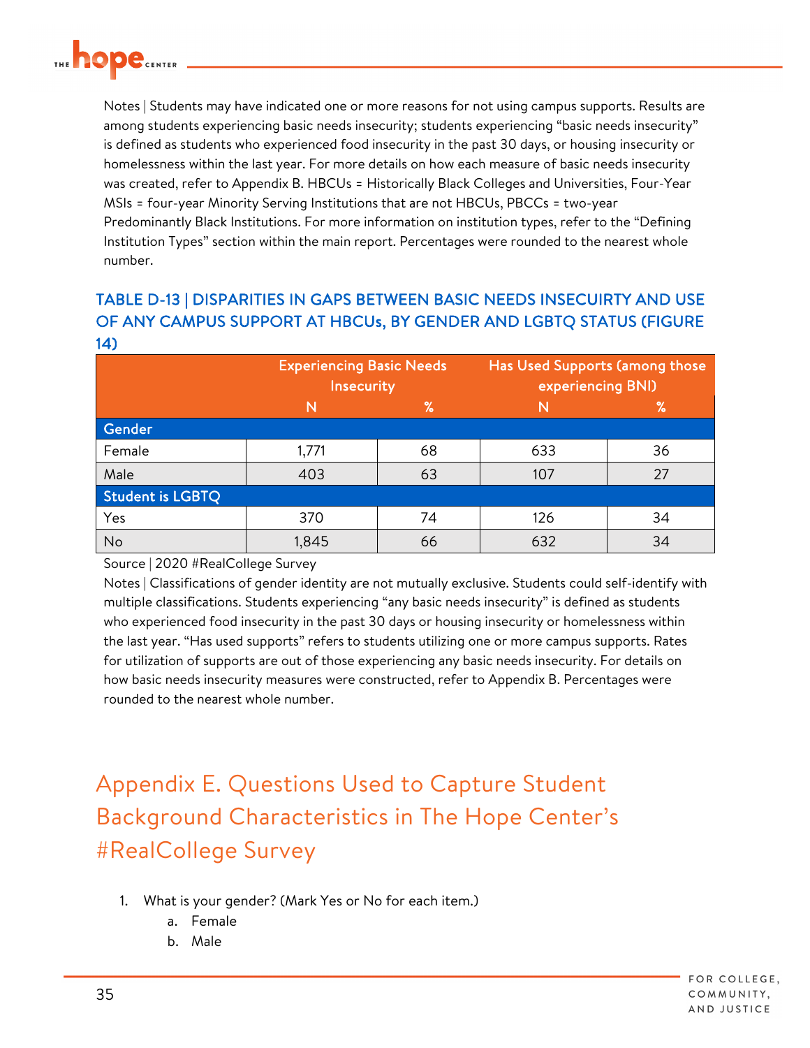Notes | Students may have indicated one or more reasons for not using campus supports. Results are among students experiencing basic needs insecurity; students experiencing "basic needs insecurity" is defined as students who experienced food insecurity in the past 30 days, or housing insecurity or homelessness within the last year. For more details on how each measure of basic needs insecurity was created, refer to Appendix B. HBCUs = Historically Black Colleges and Universities, Four-Year MSIs = four-year Minority Serving Institutions that are not HBCUs, PBCCs = two-year Predominantly Black Institutions. For more information on institution types, refer to the "Defining Institution Types" section within the main report. Percentages were rounded to the nearest whole number.

### TABLE D-13 | DISPARITIES IN GAPS BETWEEN BASIC NEEDS INSECUIRTY AND USE OF ANY CAMPUS SUPPORT AT HBCUs, BY GENDER AND LGBTQ STATUS (FIGURE 14)

| | Experiencing Basic Needs Insecurity | | Has Used Supports (among those experiencing BNI) | |
|---|---|---|---|---|
| | N | % | N | % |
| **Gender** | | | | |
| Female | 1,771 | 68 | 633 | 36 |
| Male | 403 | 63 | 107 | 27 |
| **Student is LGBTQ** | | | | |
| Yes | 370 | 74 | 126 | 34 |
| No | 1,845 | 66 | 632 | 34 |

Source | 2020 #RealCollege Survey

Notes | Classifications of gender identity are not mutually exclusive. Students could self-identify with multiple classifications. Students experiencing "any basic needs insecurity" is defined as students who experienced food insecurity in the past 30 days or housing insecurity or homelessness within the last year. "Has used supports" refers to students utilizing one or more campus supports. Rates for utilization of supports are out of those experiencing any basic needs insecurity. For details on how basic needs insecurity measures were constructed, refer to Appendix B. Percentages were rounded to the nearest whole number.

## Appendix E. Questions Used to Capture Student Background Characteristics in The Hope Center's #RealCollege Survey

1. What is your gender? (Mark Yes or No for each item.)
   a. Female
   b. Male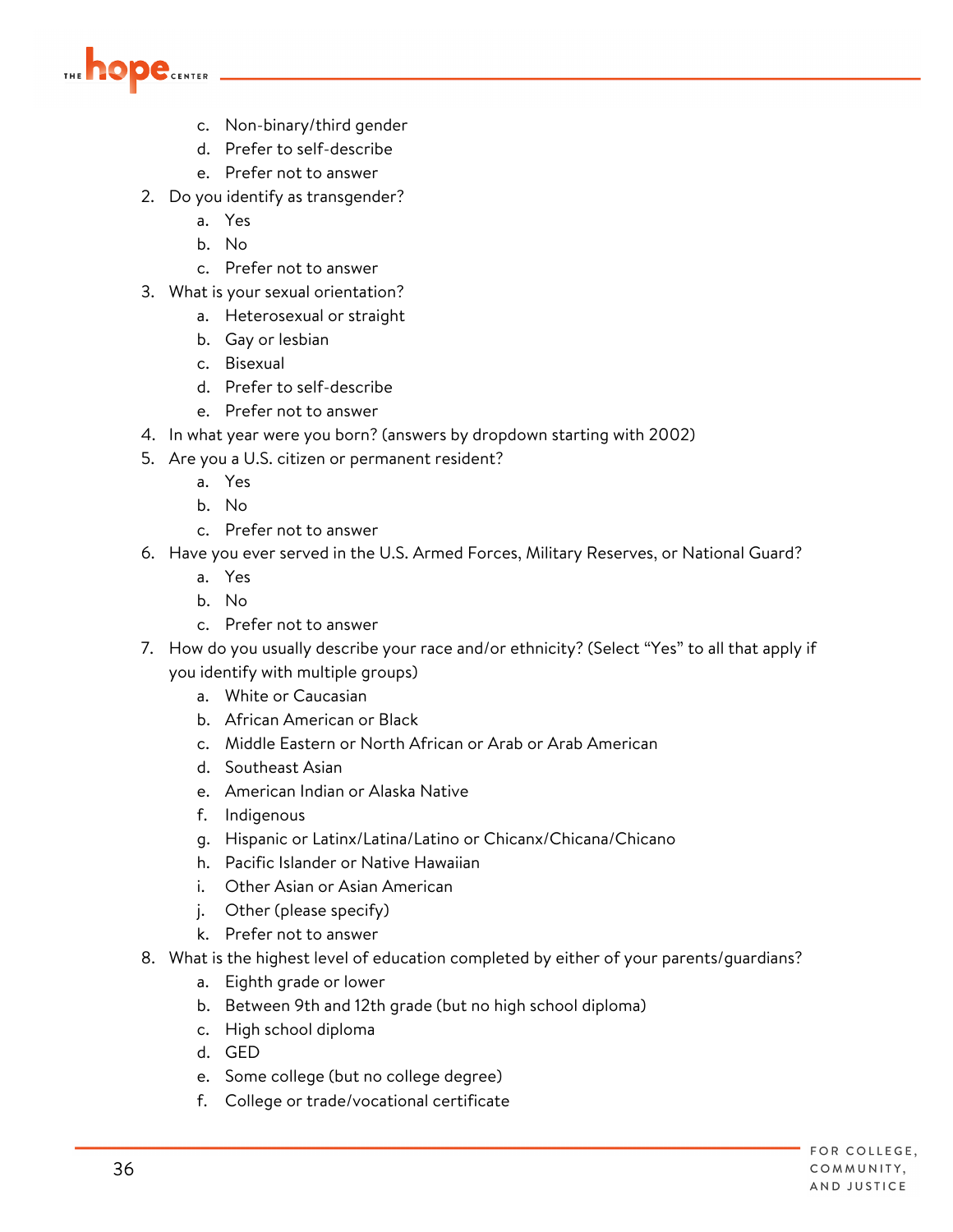c. Non-binary/third gender
   d. Prefer to self-describe
   e. Prefer not to answer
2. Do you identify as transgender?
   a. Yes
   b. No
   c. Prefer not to answer
3. What is your sexual orientation?
   a. Heterosexual or straight
   b. Gay or lesbian
   c. Bisexual
   d. Prefer to self-describe
   e. Prefer not to answer
4. In what year were you born? (answers by dropdown starting with 2002)
5. Are you a U.S. citizen or permanent resident?
   a. Yes
   b. No
   c. Prefer not to answer
6. Have you ever served in the U.S. Armed Forces, Military Reserves, or National Guard?
   a. Yes
   b. No
   c. Prefer not to answer
7. How do you usually describe your race and/or ethnicity? (Select "Yes" to all that apply if you identify with multiple groups)
   a. White or Caucasian
   b. African American or Black
   c. Middle Eastern or North African or Arab or Arab American
   d. Southeast Asian
   e. American Indian or Alaska Native
   f. Indigenous
   g. Hispanic or Latinx/Latina/Latino or Chicanx/Chicana/Chicano
   h. Pacific Islander or Native Hawaiian
   i. Other Asian or Asian American
   j. Other (please specify)
   k. Prefer not to answer
8. What is the highest level of education completed by either of your parents/guardians?
   a. Eighth grade or lower
   b. Between 9th and 12th grade (but no high school diploma)
   c. High school diploma
   d. GED
   e. Some college (but no college degree)
   f. College or trade/vocational certificate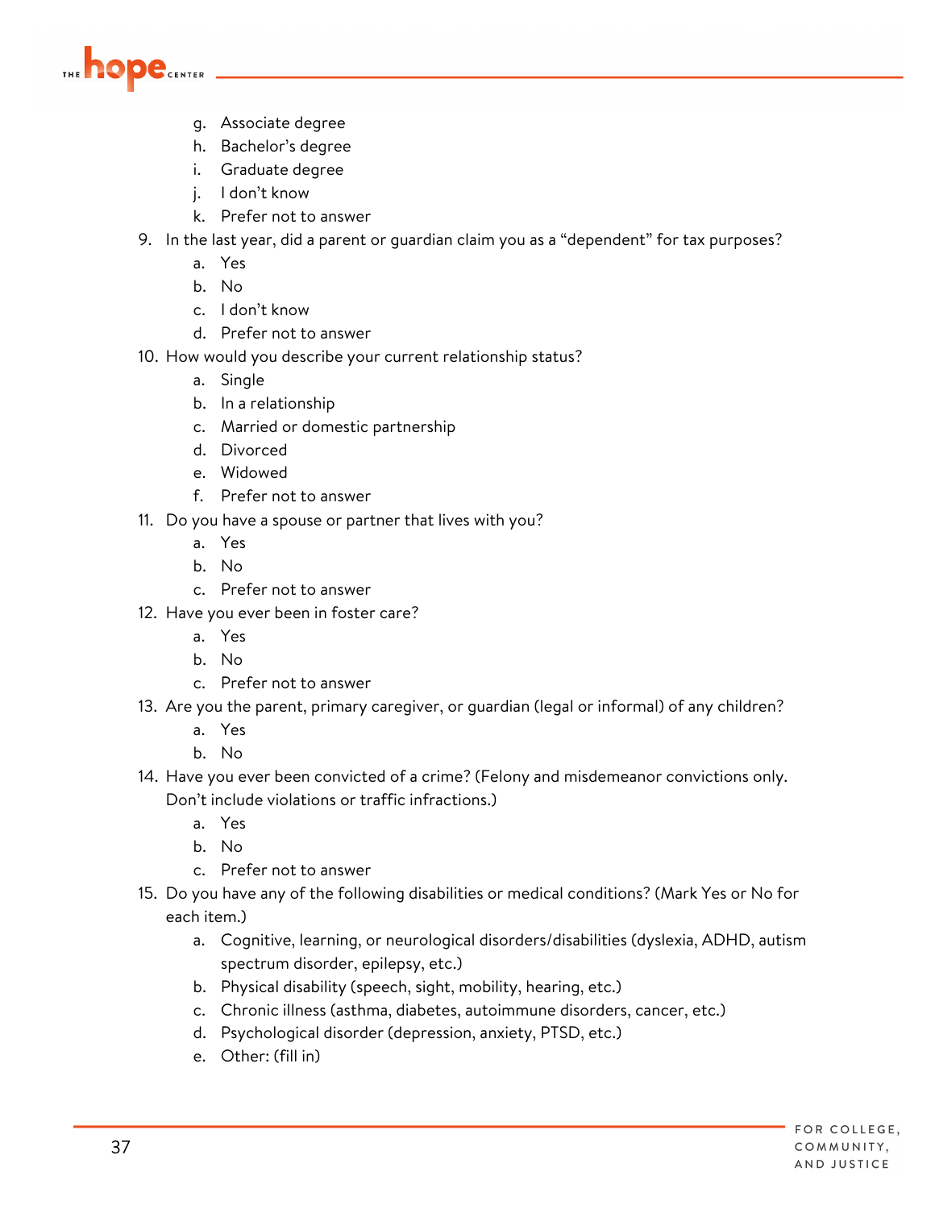g. Associate degree
   h. Bachelor's degree
   i. Graduate degree
   j. I don't know
   k. Prefer not to answer

9. In the last year, did a parent or guardian claim you as a "dependent" for tax purposes?
   a. Yes
   b. No
   c. I don't know
   d. Prefer not to answer
10. How would you describe your current relationship status?
    a. Single
    b. In a relationship
    c. Married or domestic partnership
    d. Divorced
    e. Widowed
    f. Prefer not to answer
11. Do you have a spouse or partner that lives with you?
    a. Yes
    b. No
    c. Prefer not to answer
12. Have you ever been in foster care?
    a. Yes
    b. No
    c. Prefer not to answer
13. Are you the parent, primary caregiver, or guardian (legal or informal) of any children?
    a. Yes
    b. No
14. Have you ever been convicted of a crime? (Felony and misdemeanor convictions only. Don't include violations or traffic infractions.)
    a. Yes
    b. No
    c. Prefer not to answer
15. Do you have any of the following disabilities or medical conditions? (Mark Yes or No for each item.)
    a. Cognitive, learning, or neurological disorders/disabilities (dyslexia, ADHD, autism spectrum disorder, epilepsy, etc.)
    b. Physical disability (speech, sight, mobility, hearing, etc.)
    c. Chronic illness (asthma, diabetes, autoimmune disorders, cancer, etc.)
    d. Psychological disorder (depression, anxiety, PTSD, etc.)
    e. Other: (fill in)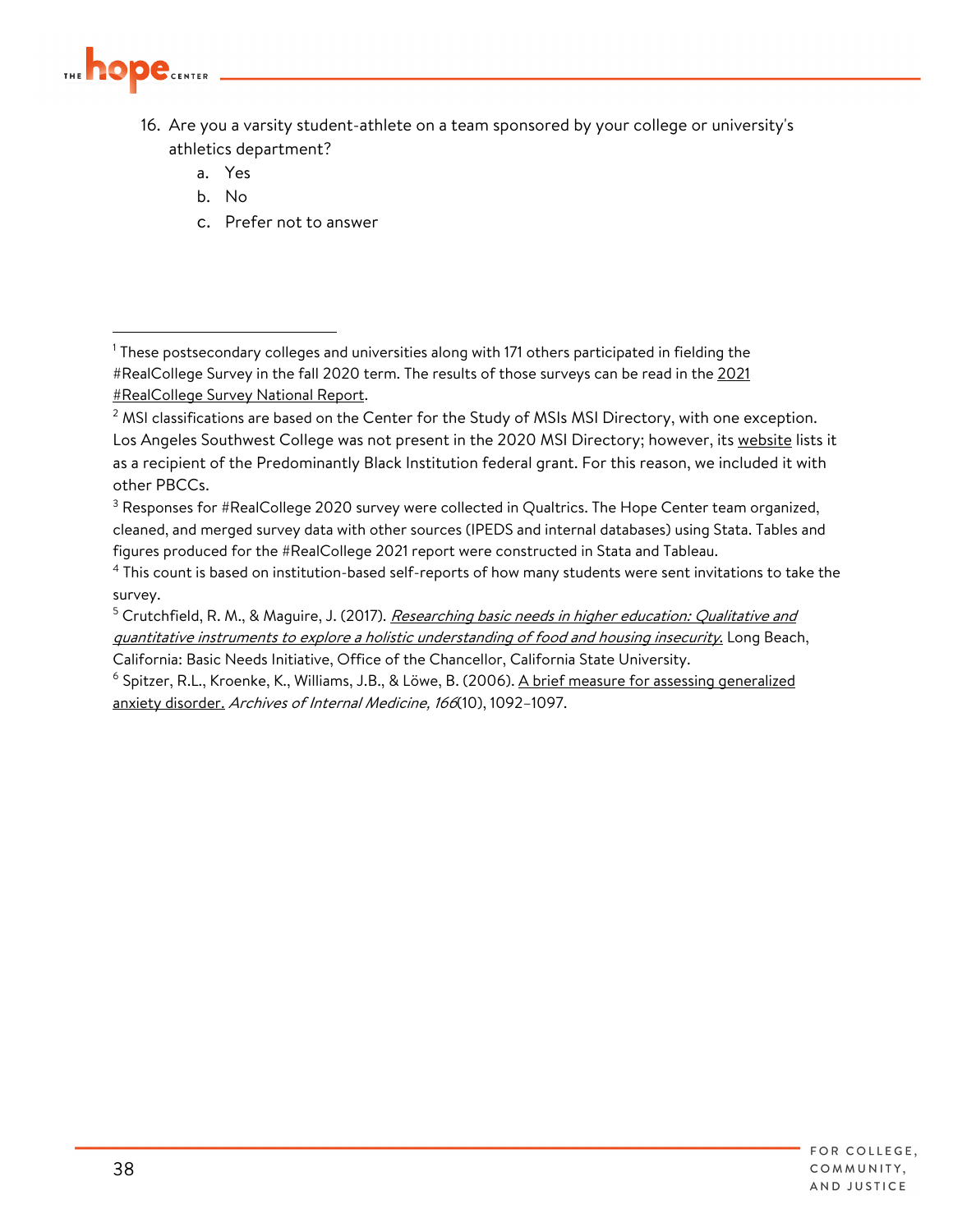16. Are you a varsity student-athlete on a team sponsored by your college or university's athletics department?
    a. Yes
    b. No
    c. Prefer not to answer

---

[1] These postsecondary colleges and universities along with 171 others participated in fielding the #RealCollege Survey in the fall 2020 term. The results of those surveys can be read in the 2021 #RealCollege Survey National Report.

[2] MSI classifications are based on the Center for the Study of MSIs MSI Directory, with one exception. Los Angeles Southwest College was not present in the 2020 MSI Directory; however, its website lists it as a recipient of the Predominantly Black Institution federal grant. For this reason, we included it with other PBCCs.

[3] Responses for #RealCollege 2020 survey were collected in Qualtrics. The Hope Center team organized, cleaned, and merged survey data with other sources (IPEDS and internal databases) using Stata. Tables and figures produced for the #RealCollege 2021 report were constructed in Stata and Tableau.

[4] This count is based on institution-based self-reports of how many students were sent invitations to take the survey.

[5] Crutchfield, R. M., & Maguire, J. (2017). *Researching basic needs in higher education: Qualitative and quantitative instruments to explore a holistic understanding of food and housing insecurity.* Long Beach, California: Basic Needs Initiative, Office of the Chancellor, California State University.

[6] Spitzer, R.L., Kroenke, K., Williams, J.B., & Löwe, B. (2006). A brief measure for assessing generalized anxiety disorder. *Archives of Internal Medicine, 166*(10), 1092–1097.